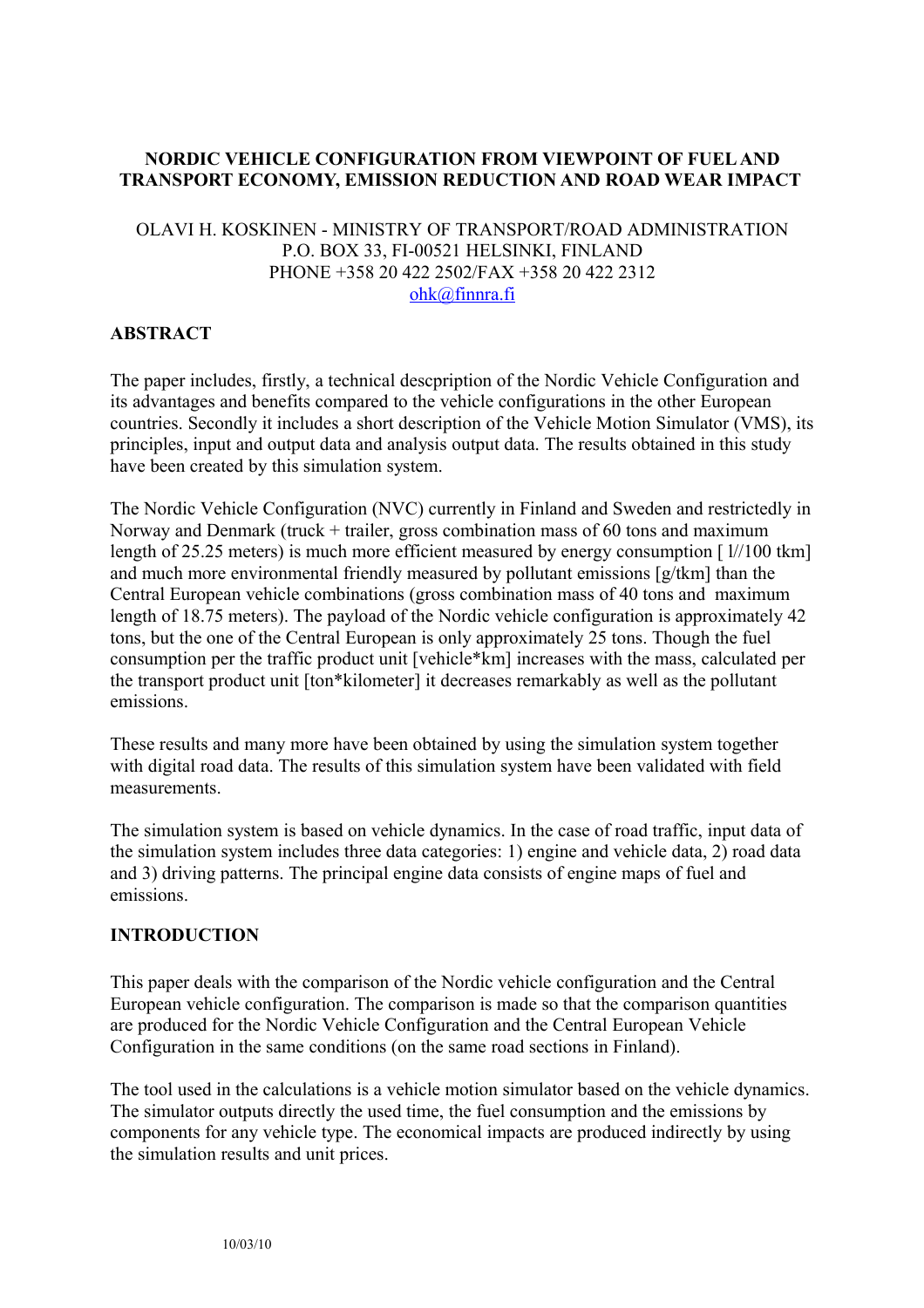# NORDIC VEHICLE CONFIGURATION FROM VIEWPOINT OF FUEL AND TRANSPORT ECONOMY, EMISSION REDUCTION AND ROAD WEAR IMPACT

OLAVI H. KOSKINEN - MINISTRY OF TRANSPORT/ROAD ADMINISTRATION
P.O. BOX 33, FI-00521 HELSINKI, FINLAND
PHONE +358 20 422 2502/FAX +358 20 422 2312
ohk@finnra.fi

## ABSTRACT

The paper includes, firstly, a technical descpription of the Nordic Vehicle Configuration and its advantages and benefits compared to the vehicle configurations in the other European countries. Secondly it includes a short description of the Vehicle Motion Simulator (VMS), its principles, input and output data and analysis output data. The results obtained in this study have been created by this simulation system.

The Nordic Vehicle Configuration (NVC) currently in Finland and Sweden and restrictedly in Norway and Denmark (truck + trailer, gross combination mass of 60 tons and maximum length of 25.25 meters) is much more efficient measured by energy consumption [ l//100 tkm] and much more environmental friendly measured by pollutant emissions [g/tkm] than the Central European vehicle combinations (gross combination mass of 40 tons and maximum length of 18.75 meters). The payload of the Nordic vehicle configuration is approximately 42 tons, but the one of the Central European is only approximately 25 tons. Though the fuel consumption per the traffic product unit [vehicle*km] increases with the mass, calculated per the transport product unit [ton*kilometer] it decreases remarkably as well as the pollutant emissions.

These results and many more have been obtained by using the simulation system together with digital road data. The results of this simulation system have been validated with field measurements.

The simulation system is based on vehicle dynamics. In the case of road traffic, input data of the simulation system includes three data categories: 1) engine and vehicle data, 2) road data and 3) driving patterns. The principal engine data consists of engine maps of fuel and emissions.

## INTRODUCTION

This paper deals with the comparison of the Nordic vehicle configuration and the Central European vehicle configuration. The comparison is made so that the comparison quantities are produced for the Nordic Vehicle Configuration and the Central European Vehicle Configuration in the same conditions (on the same road sections in Finland).

The tool used in the calculations is a vehicle motion simulator based on the vehicle dynamics. The simulator outputs directly the used time, the fuel consumption and the emissions by components for any vehicle type. The economical impacts are produced indirectly by using the simulation results and unit prices.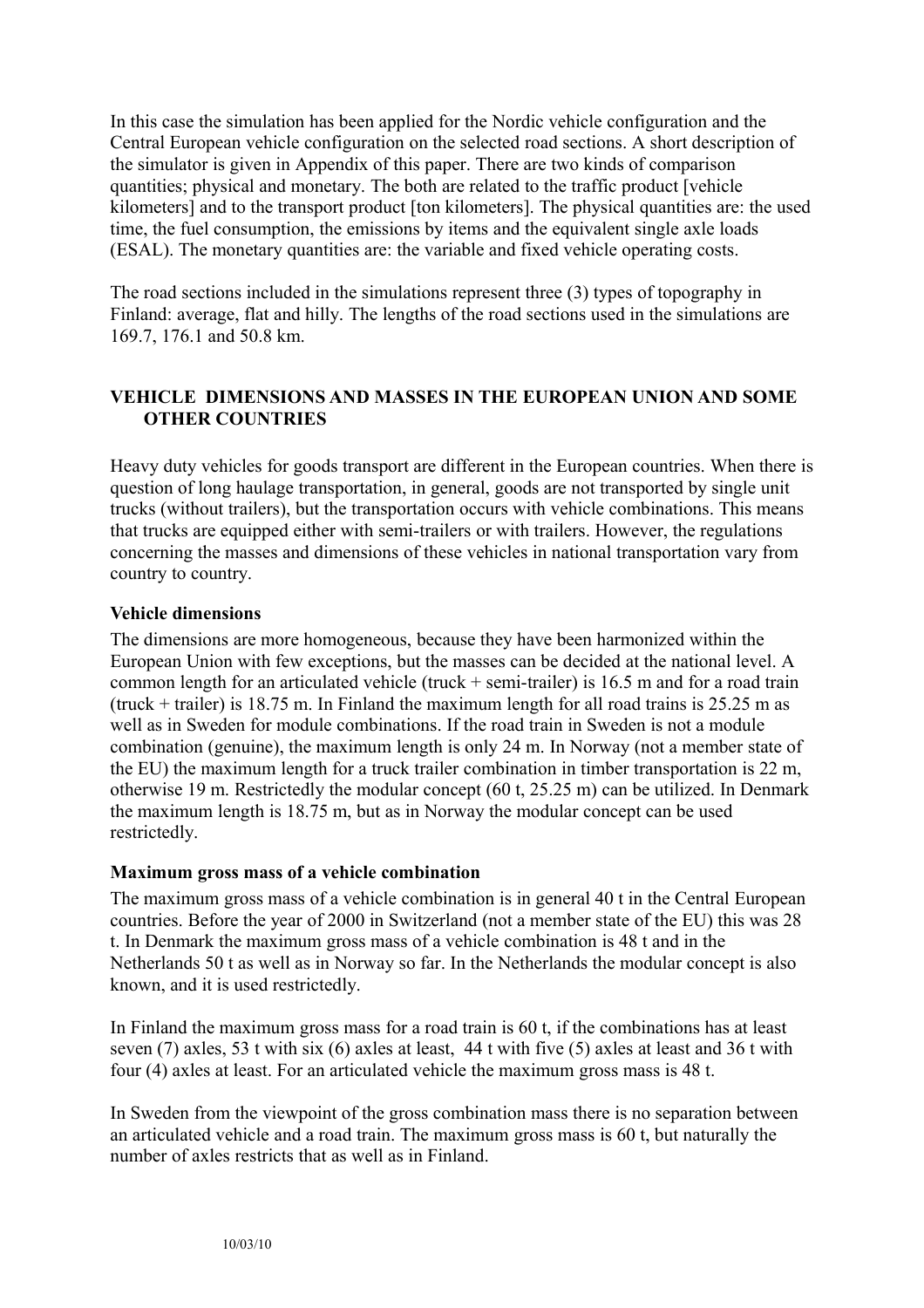In this case the simulation has been applied for the Nordic vehicle configuration and the Central European vehicle configuration on the selected road sections. A short description of the simulator is given in Appendix of this paper. There are two kinds of comparison quantities; physical and monetary. The both are related to the traffic product [vehicle kilometers] and to the transport product [ton kilometers]. The physical quantities are: the used time, the fuel consumption, the emissions by items and the equivalent single axle loads (ESAL). The monetary quantities are: the variable and fixed vehicle operating costs.

The road sections included in the simulations represent three (3) types of topography in Finland: average, flat and hilly. The lengths of the road sections used in the simulations are 169.7, 176.1 and 50.8 km.

## VEHICLE DIMENSIONS AND MASSES IN THE EUROPEAN UNION AND SOME OTHER COUNTRIES

Heavy duty vehicles for goods transport are different in the European countries. When there is question of long haulage transportation, in general, goods are not transported by single unit trucks (without trailers), but the transportation occurs with vehicle combinations. This means that trucks are equipped either with semi-trailers or with trailers. However, the regulations concerning the masses and dimensions of these vehicles in national transportation vary from country to country.

### Vehicle dimensions

The dimensions are more homogeneous, because they have been harmonized within the European Union with few exceptions, but the masses can be decided at the national level. A common length for an articulated vehicle (truck + semi-trailer) is 16.5 m and for a road train (truck + trailer) is 18.75 m. In Finland the maximum length for all road trains is 25.25 m as well as in Sweden for module combinations. If the road train in Sweden is not a module combination (genuine), the maximum length is only 24 m. In Norway (not a member state of the EU) the maximum length for a truck trailer combination in timber transportation is 22 m, otherwise 19 m. Restrictedly the modular concept (60 t, 25.25 m) can be utilized. In Denmark the maximum length is 18.75 m, but as in Norway the modular concept can be used restrictedly.

### Maximum gross mass of a vehicle combination

The maximum gross mass of a vehicle combination is in general 40 t in the Central European countries. Before the year of 2000 in Switzerland (not a member state of the EU) this was 28 t. In Denmark the maximum gross mass of a vehicle combination is 48 t and in the Netherlands 50 t as well as in Norway so far. In the Netherlands the modular concept is also known, and it is used restrictedly.

In Finland the maximum gross mass for a road train is 60 t, if the combinations has at least seven (7) axles, 53 t with six (6) axles at least, 44 t with five (5) axles at least and 36 t with four (4) axles at least. For an articulated vehicle the maximum gross mass is 48 t.

In Sweden from the viewpoint of the gross combination mass there is no separation between an articulated vehicle and a road train. The maximum gross mass is 60 t, but naturally the number of axles restricts that as well as in Finland.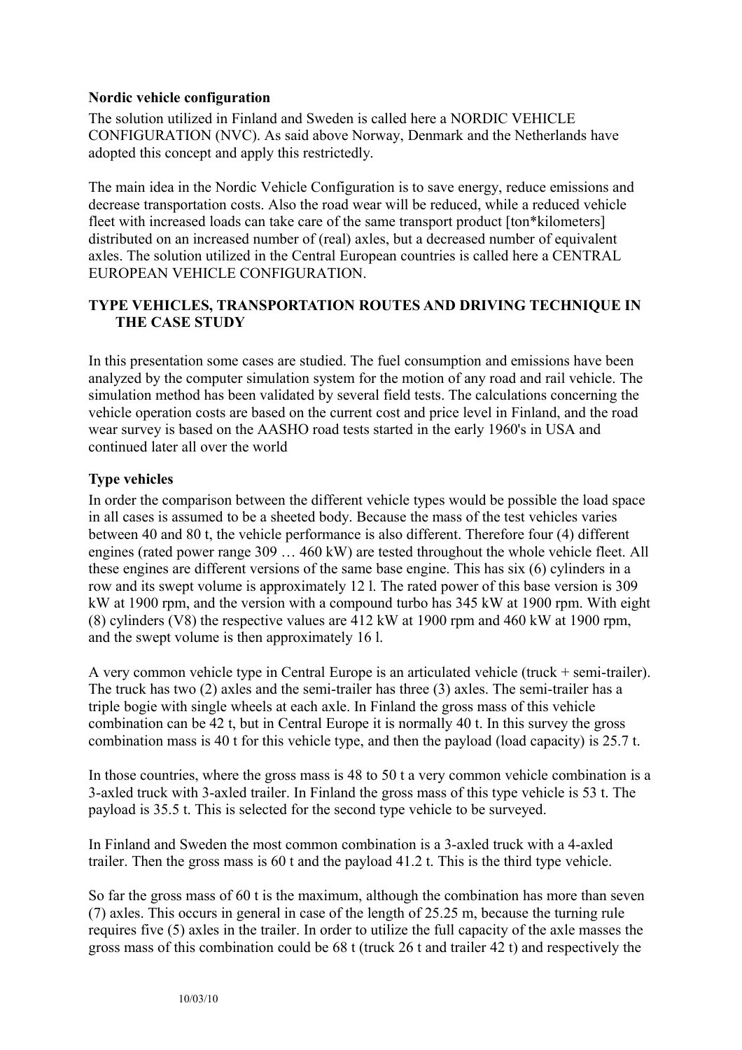### Nordic vehicle configuration

The solution utilized in Finland and Sweden is called here a NORDIC VEHICLE CONFIGURATION (NVC). As said above Norway, Denmark and the Netherlands have adopted this concept and apply this restrictedly.

The main idea in the Nordic Vehicle Configuration is to save energy, reduce emissions and decrease transportation costs. Also the road wear will be reduced, while a reduced vehicle fleet with increased loads can take care of the same transport product [ton*kilometers] distributed on an increased number of (real) axles, but a decreased number of equivalent axles. The solution utilized in the Central European countries is called here a CENTRAL EUROPEAN VEHICLE CONFIGURATION.

## TYPE VEHICLES, TRANSPORTATION ROUTES AND DRIVING TECHNIQUE IN THE CASE STUDY

In this presentation some cases are studied. The fuel consumption and emissions have been analyzed by the computer simulation system for the motion of any road and rail vehicle. The simulation method has been validated by several field tests. The calculations concerning the vehicle operation costs are based on the current cost and price level in Finland, and the road wear survey is based on the AASHO road tests started in the early 1960's in USA and continued later all over the world

### Type vehicles

In order the comparison between the different vehicle types would be possible the load space in all cases is assumed to be a sheeted body. Because the mass of the test vehicles varies between 40 and 80 t, the vehicle performance is also different. Therefore four (4) different engines (rated power range 309 … 460 kW) are tested throughout the whole vehicle fleet. All these engines are different versions of the same base engine. This has six (6) cylinders in a row and its swept volume is approximately 12 l. The rated power of this base version is 309 kW at 1900 rpm, and the version with a compound turbo has 345 kW at 1900 rpm. With eight (8) cylinders (V8) the respective values are 412 kW at 1900 rpm and 460 kW at 1900 rpm, and the swept volume is then approximately 16 l.

A very common vehicle type in Central Europe is an articulated vehicle (truck + semi-trailer). The truck has two (2) axles and the semi-trailer has three (3) axles. The semi-trailer has a triple bogie with single wheels at each axle. In Finland the gross mass of this vehicle combination can be 42 t, but in Central Europe it is normally 40 t. In this survey the gross combination mass is 40 t for this vehicle type, and then the payload (load capacity) is 25.7 t.

In those countries, where the gross mass is 48 to 50 t a very common vehicle combination is a 3-axled truck with 3-axled trailer. In Finland the gross mass of this type vehicle is 53 t. The payload is 35.5 t. This is selected for the second type vehicle to be surveyed.

In Finland and Sweden the most common combination is a 3-axled truck with a 4-axled trailer. Then the gross mass is 60 t and the payload 41.2 t. This is the third type vehicle.

So far the gross mass of 60 t is the maximum, although the combination has more than seven (7) axles. This occurs in general in case of the length of 25.25 m, because the turning rule requires five (5) axles in the trailer. In order to utilize the full capacity of the axle masses the gross mass of this combination could be 68 t (truck 26 t and trailer 42 t) and respectively the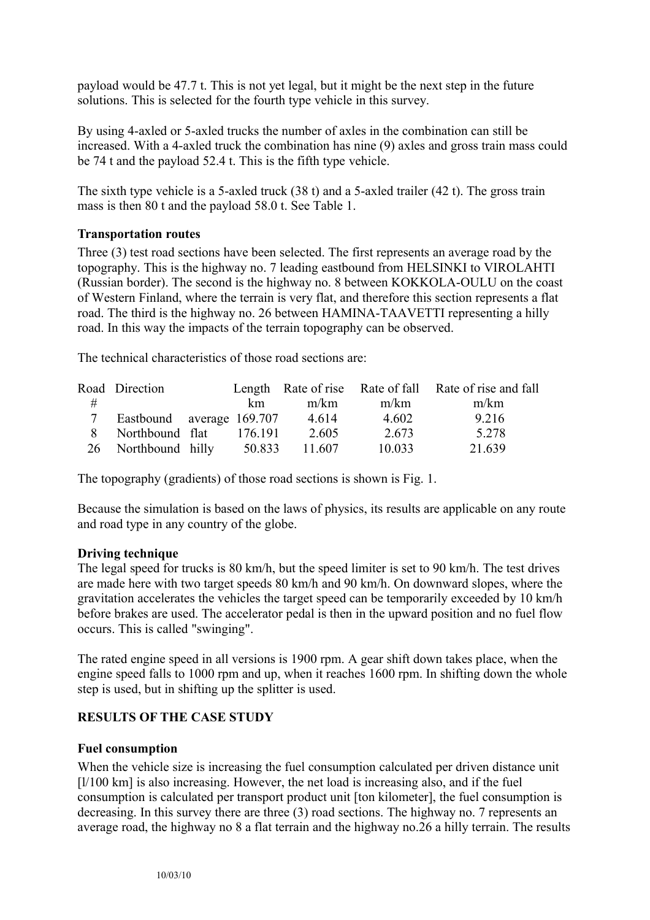payload would be 47.7 t. This is not yet legal, but it might be the next step in the future solutions. This is selected for the fourth type vehicle in this survey.

By using 4-axled or 5-axled trucks the number of axles in the combination can still be increased. With a 4-axled truck the combination has nine (9) axles and gross train mass could be 74 t and the payload 52.4 t. This is the fifth type vehicle.

The sixth type vehicle is a 5-axled truck (38 t) and a 5-axled trailer (42 t). The gross train mass is then 80 t and the payload 58.0 t. See Table 1.

**Transportation routes**

Three (3) test road sections have been selected. The first represents an average road by the topography. This is the highway no. 7 leading eastbound from HELSINKI to VIROLAHTI (Russian border). The second is the highway no. 8 between KOKKOLA-OULU on the coast of Western Finland, where the terrain is very flat, and therefore this section represents a flat road. The third is the highway no. 26 between HAMINA-TAAVETTI representing a hilly road. In this way the impacts of the terrain topography can be observed.

The technical characteristics of those road sections are:

| Road # | Direction | | Length km | Rate of rise m/km | Rate of fall m/km | Rate of rise and fall m/km |
|---|---|---|---|---|---|---|
| 7 | Eastbound | average | 169.707 | 4.614 | 4.602 | 9.216 |
| 8 | Northbound | flat | 176.191 | 2.605 | 2.673 | 5.278 |
| 26 | Northbound | hilly | 50.833 | 11.607 | 10.033 | 21.639 |

The topography (gradients) of those road sections is shown is Fig. 1.

Because the simulation is based on the laws of physics, its results are applicable on any route and road type in any country of the globe.

**Driving technique**

The legal speed for trucks is 80 km/h, but the speed limiter is set to 90 km/h. The test drives are made here with two target speeds 80 km/h and 90 km/h. On downward slopes, where the gravitation accelerates the vehicles the target speed can be temporarily exceeded by 10 km/h before brakes are used. The accelerator pedal is then in the upward position and no fuel flow occurs. This is called "swinging".

The rated engine speed in all versions is 1900 rpm. A gear shift down takes place, when the engine speed falls to 1000 rpm and up, when it reaches 1600 rpm. In shifting down the whole step is used, but in shifting up the splitter is used.

## RESULTS OF THE CASE STUDY

**Fuel consumption**

When the vehicle size is increasing the fuel consumption calculated per driven distance unit [l/100 km] is also increasing. However, the net load is increasing also, and if the fuel consumption is calculated per transport product unit [ton kilometer], the fuel consumption is decreasing. In this survey there are three (3) road sections. The highway no. 7 represents an average road, the highway no 8 a flat terrain and the highway no.26 a hilly terrain. The results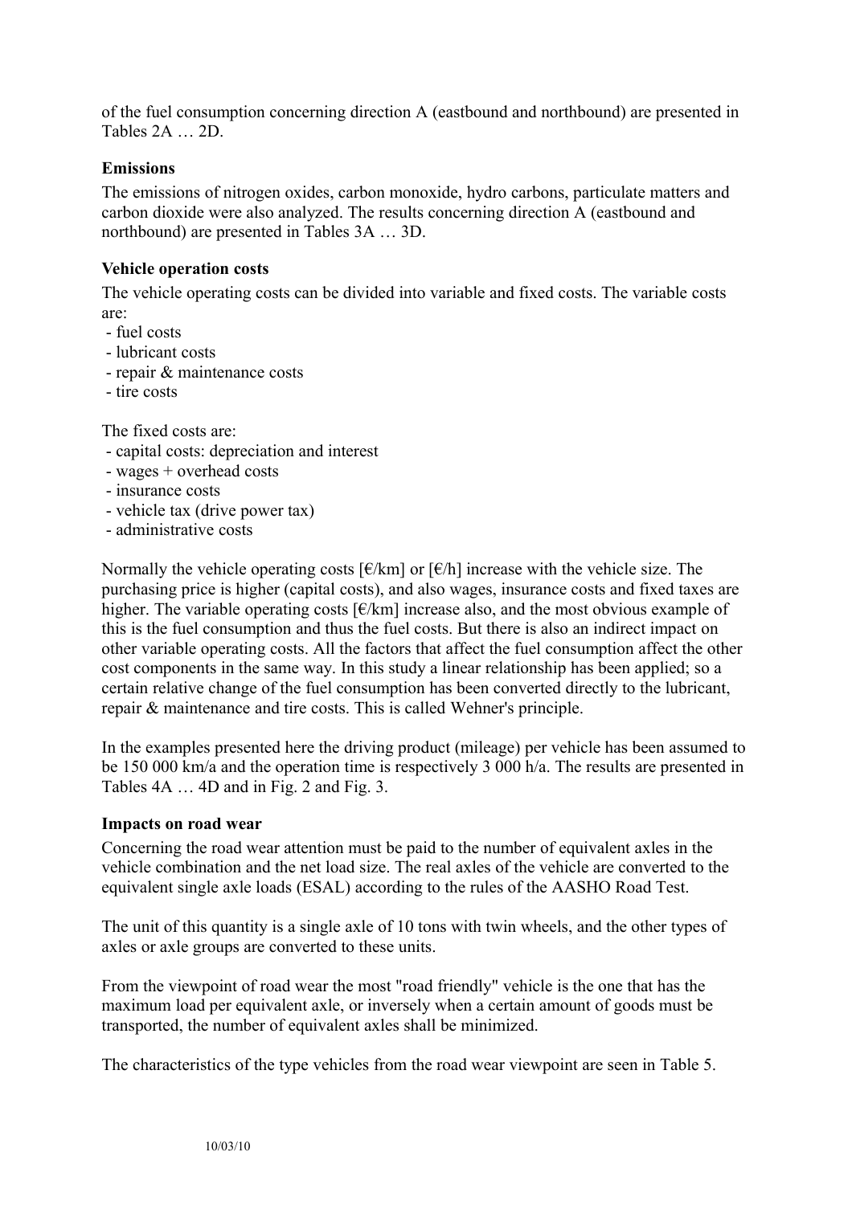of the fuel consumption concerning direction A (eastbound and northbound) are presented in Tables 2A … 2D.

**Emissions**

The emissions of nitrogen oxides, carbon monoxide, hydro carbons, particulate matters and carbon dioxide were also analyzed. The results concerning direction A (eastbound and northbound) are presented in Tables 3A … 3D.

**Vehicle operation costs**

The vehicle operating costs can be divided into variable and fixed costs. The variable costs are:

- fuel costs
- lubricant costs
- repair & maintenance costs
- tire costs

The fixed costs are:

- capital costs: depreciation and interest
- wages + overhead costs
- insurance costs
- vehicle tax (drive power tax)
- administrative costs

Normally the vehicle operating costs [€/km] or [€/h] increase with the vehicle size. The purchasing price is higher (capital costs), and also wages, insurance costs and fixed taxes are higher. The variable operating costs [€/km] increase also, and the most obvious example of this is the fuel consumption and thus the fuel costs. But there is also an indirect impact on other variable operating costs. All the factors that affect the fuel consumption affect the other cost components in the same way. In this study a linear relationship has been applied; so a certain relative change of the fuel consumption has been converted directly to the lubricant, repair & maintenance and tire costs. This is called Wehner's principle.

In the examples presented here the driving product (mileage) per vehicle has been assumed to be 150 000 km/a and the operation time is respectively 3 000 h/a. The results are presented in Tables 4A … 4D and in Fig. 2 and Fig. 3.

**Impacts on road wear**

Concerning the road wear attention must be paid to the number of equivalent axles in the vehicle combination and the net load size. The real axles of the vehicle are converted to the equivalent single axle loads (ESAL) according to the rules of the AASHO Road Test.

The unit of this quantity is a single axle of 10 tons with twin wheels, and the other types of axles or axle groups are converted to these units.

From the viewpoint of road wear the most "road friendly" vehicle is the one that has the maximum load per equivalent axle, or inversely when a certain amount of goods must be transported, the number of equivalent axles shall be minimized.

The characteristics of the type vehicles from the road wear viewpoint are seen in Table 5.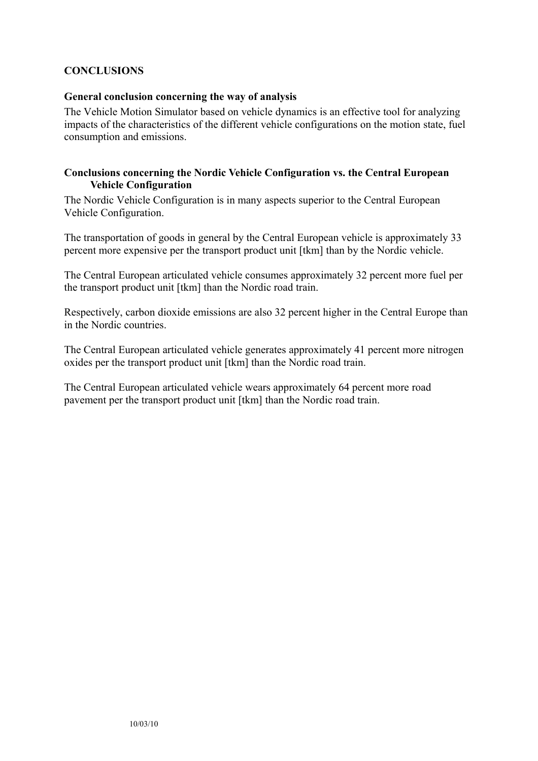# CONCLUSIONS

### General conclusion concerning the way of analysis

The Vehicle Motion Simulator based on vehicle dynamics is an effective tool for analyzing impacts of the characteristics of the different vehicle configurations on the motion state, fuel consumption and emissions.

### Conclusions concerning the Nordic Vehicle Configuration vs. the Central European Vehicle Configuration

The Nordic Vehicle Configuration is in many aspects superior to the Central European Vehicle Configuration.

The transportation of goods in general by the Central European vehicle is approximately 33 percent more expensive per the transport product unit [tkm] than by the Nordic vehicle.

The Central European articulated vehicle consumes approximately 32 percent more fuel per the transport product unit [tkm] than the Nordic road train.

Respectively, carbon dioxide emissions are also 32 percent higher in the Central Europe than in the Nordic countries.

The Central European articulated vehicle generates approximately 41 percent more nitrogen oxides per the transport product unit [tkm] than the Nordic road train.

The Central European articulated vehicle wears approximately 64 percent more road pavement per the transport product unit [tkm] than the Nordic road train.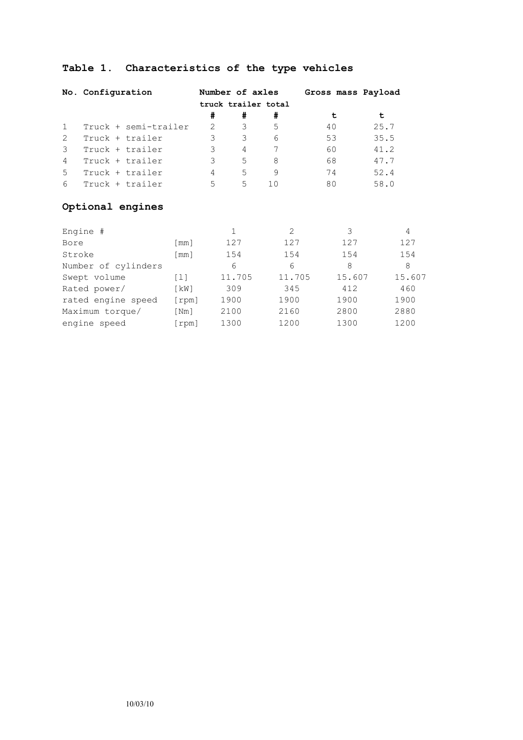## Table 1. Characteristics of the type vehicles

| No. | Configuration | Number of axles | | | Gross mass | Payload |
|---|---|---|---|---|---|---|
| | | truck | trailer | total | | |
| | | # | # | # | t | t |
| 1 | Truck + semi-trailer | 2 | 3 | 5 | 40 | 25.7 |
| 2 | Truck + trailer | 3 | 3 | 6 | 53 | 35.5 |
| 3 | Truck + trailer | 3 | 4 | 7 | 60 | 41.2 |
| 4 | Truck + trailer | 3 | 5 | 8 | 68 | 47.7 |
| 5 | Truck + trailer | 4 | 5 | 9 | 74 | 52.4 |
| 6 | Truck + trailer | 5 | 5 | 10 | 80 | 58.0 |

## Optional engines

| Engine # | | 1 | 2 | 3 | 4 |
|---|---|---|---|---|---|
| Bore | [mm] | 127 | 127 | 127 | 127 |
| Stroke | [mm] | 154 | 154 | 154 | 154 |
| Number of cylinders | | 6 | 6 | 8 | 8 |
| Swept volume | [l] | 11.705 | 11.705 | 15.607 | 15.607 |
| Rated power/ | [kW] | 309 | 345 | 412 | 460 |
| rated engine speed | [rpm] | 1900 | 1900 | 1900 | 1900 |
| Maximum torque/ | [Nm] | 2100 | 2160 | 2800 | 2880 |
| engine speed | [rpm] | 1300 | 1200 | 1300 | 1200 |

10/03/10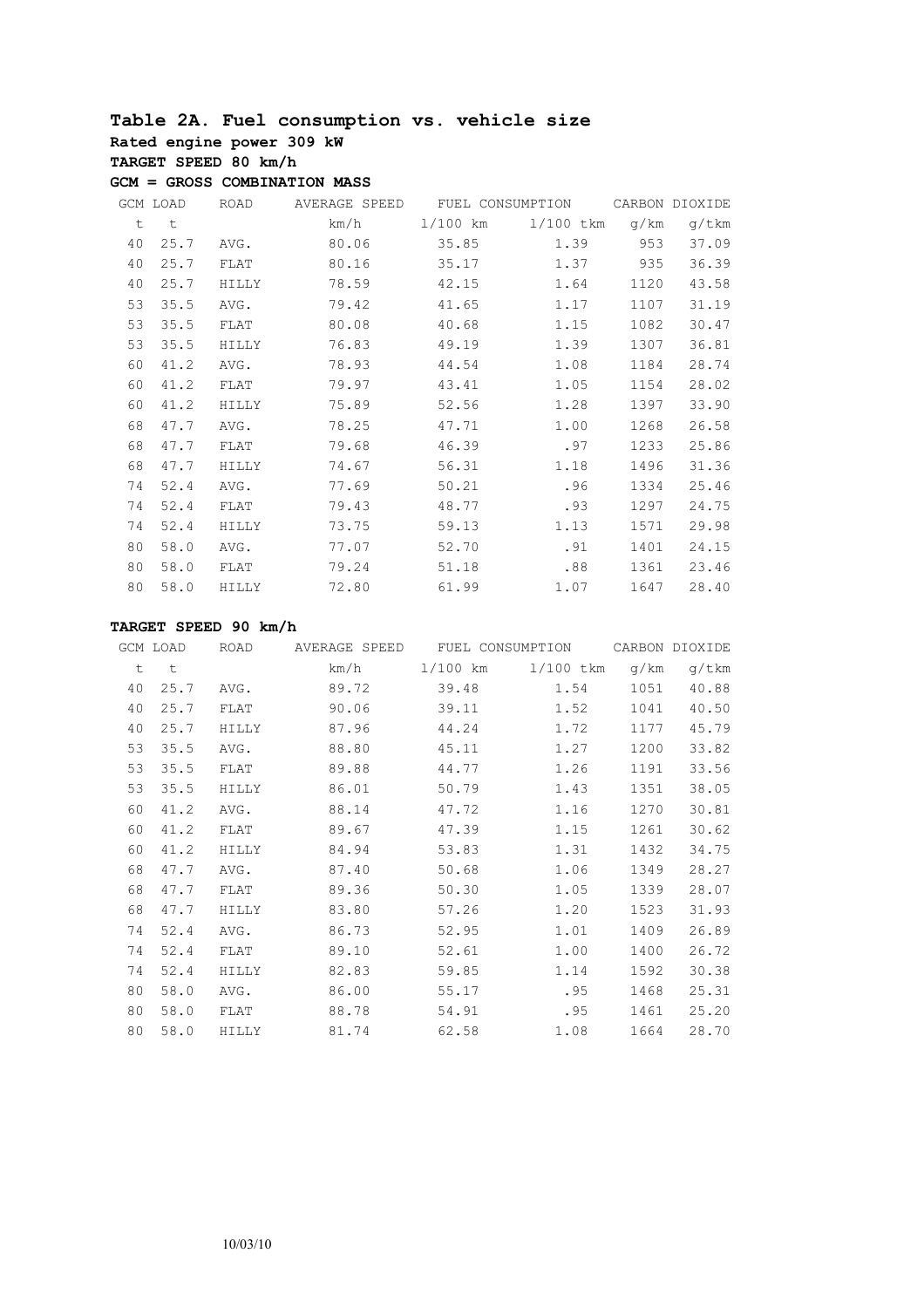## Table 2A. Fuel consumption vs. vehicle size

**Rated engine power 309 kW**

**TARGET SPEED 80 km/h**

**GCM = GROSS COMBINATION MASS**

| GCM | LOAD | ROAD | AVERAGE SPEED | FUEL CONSUMPTION | | CARBON DIOXIDE | |
|---|---|---|---|---|---|---|---|
| t | t | | km/h | l/100 km | l/100 tkm | g/km | g/tkm |
| 40 | 25.7 | AVG. | 80.06 | 35.85 | 1.39 | 953 | 37.09 |
| 40 | 25.7 | FLAT | 80.16 | 35.17 | 1.37 | 935 | 36.39 |
| 40 | 25.7 | HILLY | 78.59 | 42.15 | 1.64 | 1120 | 43.58 |
| 53 | 35.5 | AVG. | 79.42 | 41.65 | 1.17 | 1107 | 31.19 |
| 53 | 35.5 | FLAT | 80.08 | 40.68 | 1.15 | 1082 | 30.47 |
| 53 | 35.5 | HILLY | 76.83 | 49.19 | 1.39 | 1307 | 36.81 |
| 60 | 41.2 | AVG. | 78.93 | 44.54 | 1.08 | 1184 | 28.74 |
| 60 | 41.2 | FLAT | 79.97 | 43.41 | 1.05 | 1154 | 28.02 |
| 60 | 41.2 | HILLY | 75.89 | 52.56 | 1.28 | 1397 | 33.90 |
| 68 | 47.7 | AVG. | 78.25 | 47.71 | 1.00 | 1268 | 26.58 |
| 68 | 47.7 | FLAT | 79.68 | 46.39 | .97 | 1233 | 25.86 |
| 68 | 47.7 | HILLY | 74.67 | 56.31 | 1.18 | 1496 | 31.36 |
| 74 | 52.4 | AVG. | 77.69 | 50.21 | .96 | 1334 | 25.46 |
| 74 | 52.4 | FLAT | 79.43 | 48.77 | .93 | 1297 | 24.75 |
| 74 | 52.4 | HILLY | 73.75 | 59.13 | 1.13 | 1571 | 29.98 |
| 80 | 58.0 | AVG. | 77.07 | 52.70 | .91 | 1401 | 24.15 |
| 80 | 58.0 | FLAT | 79.24 | 51.18 | .88 | 1361 | 23.46 |
| 80 | 58.0 | HILLY | 72.80 | 61.99 | 1.07 | 1647 | 28.40 |

**TARGET SPEED 90 km/h**

| GCM | LOAD | ROAD | AVERAGE SPEED | FUEL CONSUMPTION | | CARBON DIOXIDE | |
|---|---|---|---|---|---|---|---|
| t | t | | km/h | l/100 km | l/100 tkm | g/km | g/tkm |
| 40 | 25.7 | AVG. | 89.72 | 39.48 | 1.54 | 1051 | 40.88 |
| 40 | 25.7 | FLAT | 90.06 | 39.11 | 1.52 | 1041 | 40.50 |
| 40 | 25.7 | HILLY | 87.96 | 44.24 | 1.72 | 1177 | 45.79 |
| 53 | 35.5 | AVG. | 88.80 | 45.11 | 1.27 | 1200 | 33.82 |
| 53 | 35.5 | FLAT | 89.88 | 44.77 | 1.26 | 1191 | 33.56 |
| 53 | 35.5 | HILLY | 86.01 | 50.79 | 1.43 | 1351 | 38.05 |
| 60 | 41.2 | AVG. | 88.14 | 47.72 | 1.16 | 1270 | 30.81 |
| 60 | 41.2 | FLAT | 89.67 | 47.39 | 1.15 | 1261 | 30.62 |
| 60 | 41.2 | HILLY | 84.94 | 53.83 | 1.31 | 1432 | 34.75 |
| 68 | 47.7 | AVG. | 87.40 | 50.68 | 1.06 | 1349 | 28.27 |
| 68 | 47.7 | FLAT | 89.36 | 50.30 | 1.05 | 1339 | 28.07 |
| 68 | 47.7 | HILLY | 83.80 | 57.26 | 1.20 | 1523 | 31.93 |
| 74 | 52.4 | AVG. | 86.73 | 52.95 | 1.01 | 1409 | 26.89 |
| 74 | 52.4 | FLAT | 89.10 | 52.61 | 1.00 | 1400 | 26.72 |
| 74 | 52.4 | HILLY | 82.83 | 59.85 | 1.14 | 1592 | 30.38 |
| 80 | 58.0 | AVG. | 86.00 | 55.17 | .95 | 1468 | 25.31 |
| 80 | 58.0 | FLAT | 88.78 | 54.91 | .95 | 1461 | 25.20 |
| 80 | 58.0 | HILLY | 81.74 | 62.58 | 1.08 | 1664 | 28.70 |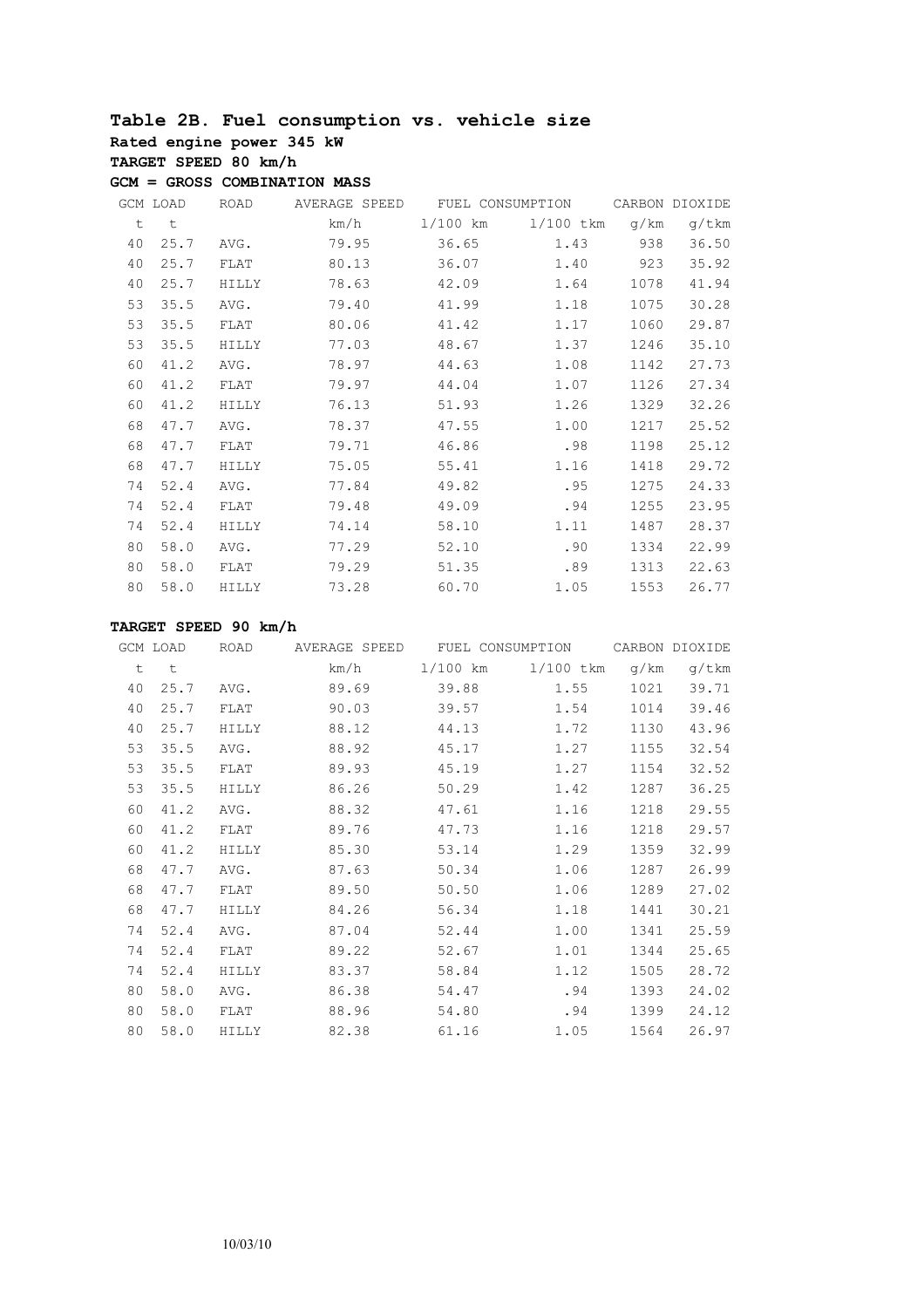## Table 2B. Fuel consumption vs. vehicle size

**Rated engine power 345 kW**

**TARGET SPEED 80 km/h**

**GCM = GROSS COMBINATION MASS**

| GCM | LOAD | ROAD | AVERAGE SPEED | FUEL CONSUMPTION | | CARBON DIOXIDE | |
|---|---|---|---|---|---|---|---|
| t | t | | km/h | l/100 km | l/100 tkm | g/km | g/tkm |
| 40 | 25.7 | AVG. | 79.95 | 36.65 | 1.43 | 938 | 36.50 |
| 40 | 25.7 | FLAT | 80.13 | 36.07 | 1.40 | 923 | 35.92 |
| 40 | 25.7 | HILLY | 78.63 | 42.09 | 1.64 | 1078 | 41.94 |
| 53 | 35.5 | AVG. | 79.40 | 41.99 | 1.18 | 1075 | 30.28 |
| 53 | 35.5 | FLAT | 80.06 | 41.42 | 1.17 | 1060 | 29.87 |
| 53 | 35.5 | HILLY | 77.03 | 48.67 | 1.37 | 1246 | 35.10 |
| 60 | 41.2 | AVG. | 78.97 | 44.63 | 1.08 | 1142 | 27.73 |
| 60 | 41.2 | FLAT | 79.97 | 44.04 | 1.07 | 1126 | 27.34 |
| 60 | 41.2 | HILLY | 76.13 | 51.93 | 1.26 | 1329 | 32.26 |
| 68 | 47.7 | AVG. | 78.37 | 47.55 | 1.00 | 1217 | 25.52 |
| 68 | 47.7 | FLAT | 79.71 | 46.86 | .98 | 1198 | 25.12 |
| 68 | 47.7 | HILLY | 75.05 | 55.41 | 1.16 | 1418 | 29.72 |
| 74 | 52.4 | AVG. | 77.84 | 49.82 | .95 | 1275 | 24.33 |
| 74 | 52.4 | FLAT | 79.48 | 49.09 | .94 | 1255 | 23.95 |
| 74 | 52.4 | HILLY | 74.14 | 58.10 | 1.11 | 1487 | 28.37 |
| 80 | 58.0 | AVG. | 77.29 | 52.10 | .90 | 1334 | 22.99 |
| 80 | 58.0 | FLAT | 79.29 | 51.35 | .89 | 1313 | 22.63 |
| 80 | 58.0 | HILLY | 73.28 | 60.70 | 1.05 | 1553 | 26.77 |

**TARGET SPEED 90 km/h**

| GCM | LOAD | ROAD | AVERAGE SPEED | FUEL CONSUMPTION | | CARBON DIOXIDE | |
|---|---|---|---|---|---|---|---|
| t | t | | km/h | l/100 km | l/100 tkm | g/km | g/tkm |
| 40 | 25.7 | AVG. | 89.69 | 39.88 | 1.55 | 1021 | 39.71 |
| 40 | 25.7 | FLAT | 90.03 | 39.57 | 1.54 | 1014 | 39.46 |
| 40 | 25.7 | HILLY | 88.12 | 44.13 | 1.72 | 1130 | 43.96 |
| 53 | 35.5 | AVG. | 88.92 | 45.17 | 1.27 | 1155 | 32.54 |
| 53 | 35.5 | FLAT | 89.93 | 45.19 | 1.27 | 1154 | 32.52 |
| 53 | 35.5 | HILLY | 86.26 | 50.29 | 1.42 | 1287 | 36.25 |
| 60 | 41.2 | AVG. | 88.32 | 47.61 | 1.16 | 1218 | 29.55 |
| 60 | 41.2 | FLAT | 89.76 | 47.73 | 1.16 | 1218 | 29.57 |
| 60 | 41.2 | HILLY | 85.30 | 53.14 | 1.29 | 1359 | 32.99 |
| 68 | 47.7 | AVG. | 87.63 | 50.34 | 1.06 | 1287 | 26.99 |
| 68 | 47.7 | FLAT | 89.50 | 50.50 | 1.06 | 1289 | 27.02 |
| 68 | 47.7 | HILLY | 84.26 | 56.34 | 1.18 | 1441 | 30.21 |
| 74 | 52.4 | AVG. | 87.04 | 52.44 | 1.00 | 1341 | 25.59 |
| 74 | 52.4 | FLAT | 89.22 | 52.67 | 1.01 | 1344 | 25.65 |
| 74 | 52.4 | HILLY | 83.37 | 58.84 | 1.12 | 1505 | 28.72 |
| 80 | 58.0 | AVG. | 86.38 | 54.47 | .94 | 1393 | 24.02 |
| 80 | 58.0 | FLAT | 88.96 | 54.80 | .94 | 1399 | 24.12 |
| 80 | 58.0 | HILLY | 82.38 | 61.16 | 1.05 | 1564 | 26.97 |

10/03/10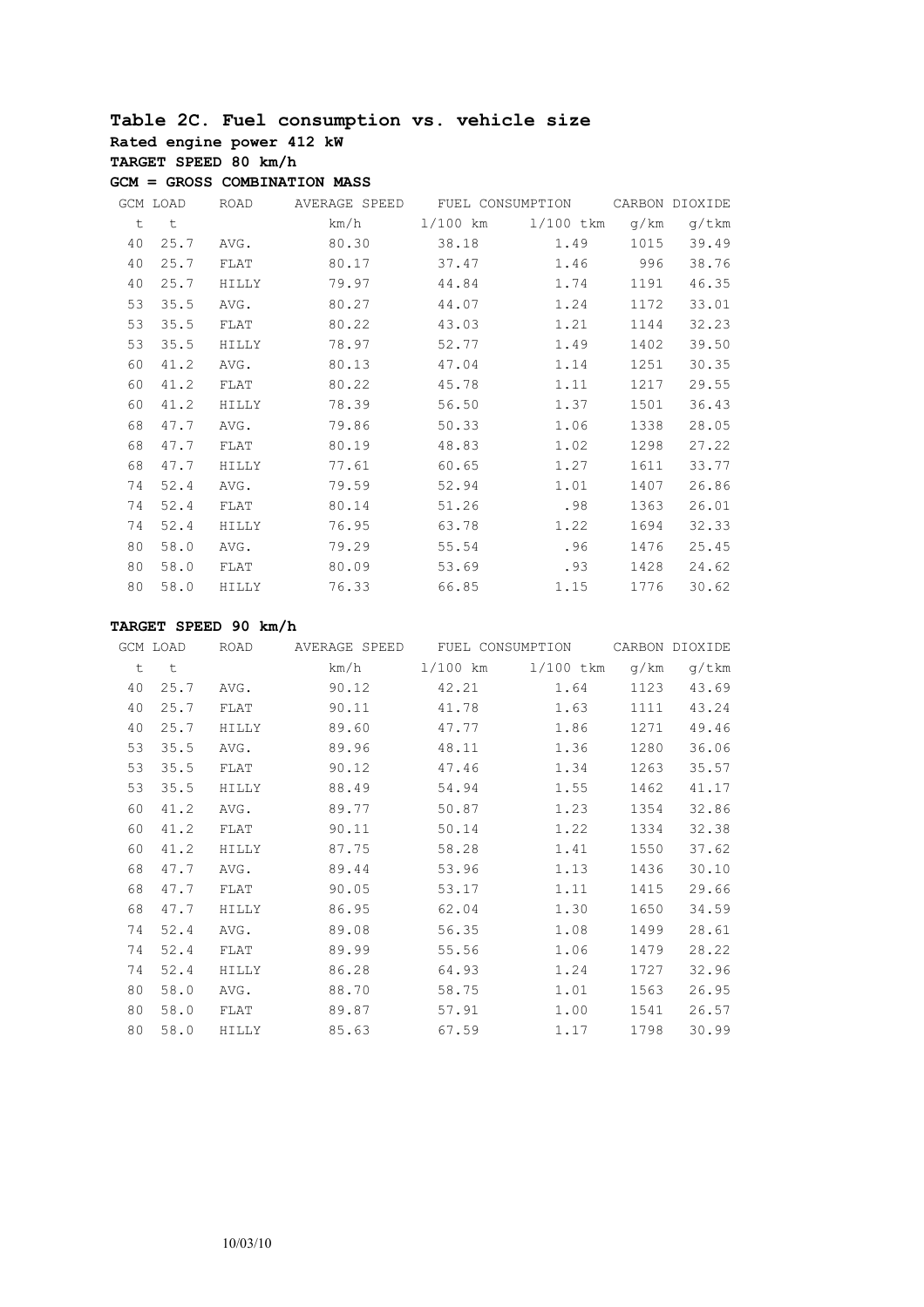## Table 2C. Fuel consumption vs. vehicle size

**Rated engine power 412 kW**

**TARGET SPEED 80 km/h**

**GCM = GROSS COMBINATION MASS**

| GCM | LOAD | ROAD | AVERAGE SPEED | FUEL CONSUMPTION | | CARBON DIOXIDE | |
|---|---|---|---|---|---|---|---|
| t | t | | km/h | l/100 km | l/100 tkm | g/km | g/tkm |
| 40 | 25.7 | AVG. | 80.30 | 38.18 | 1.49 | 1015 | 39.49 |
| 40 | 25.7 | FLAT | 80.17 | 37.47 | 1.46 | 996 | 38.76 |
| 40 | 25.7 | HILLY | 79.97 | 44.84 | 1.74 | 1191 | 46.35 |
| 53 | 35.5 | AVG. | 80.27 | 44.07 | 1.24 | 1172 | 33.01 |
| 53 | 35.5 | FLAT | 80.22 | 43.03 | 1.21 | 1144 | 32.23 |
| 53 | 35.5 | HILLY | 78.97 | 52.77 | 1.49 | 1402 | 39.50 |
| 60 | 41.2 | AVG. | 80.13 | 47.04 | 1.14 | 1251 | 30.35 |
| 60 | 41.2 | FLAT | 80.22 | 45.78 | 1.11 | 1217 | 29.55 |
| 60 | 41.2 | HILLY | 78.39 | 56.50 | 1.37 | 1501 | 36.43 |
| 68 | 47.7 | AVG. | 79.86 | 50.33 | 1.06 | 1338 | 28.05 |
| 68 | 47.7 | FLAT | 80.19 | 48.83 | 1.02 | 1298 | 27.22 |
| 68 | 47.7 | HILLY | 77.61 | 60.65 | 1.27 | 1611 | 33.77 |
| 74 | 52.4 | AVG. | 79.59 | 52.94 | 1.01 | 1407 | 26.86 |
| 74 | 52.4 | FLAT | 80.14 | 51.26 | .98 | 1363 | 26.01 |
| 74 | 52.4 | HILLY | 76.95 | 63.78 | 1.22 | 1694 | 32.33 |
| 80 | 58.0 | AVG. | 79.29 | 55.54 | .96 | 1476 | 25.45 |
| 80 | 58.0 | FLAT | 80.09 | 53.69 | .93 | 1428 | 24.62 |
| 80 | 58.0 | HILLY | 76.33 | 66.85 | 1.15 | 1776 | 30.62 |

**TARGET SPEED 90 km/h**

| GCM | LOAD | ROAD | AVERAGE SPEED | FUEL CONSUMPTION | | CARBON DIOXIDE | |
|---|---|---|---|---|---|---|---|
| t | t | | km/h | l/100 km | l/100 tkm | g/km | g/tkm |
| 40 | 25.7 | AVG. | 90.12 | 42.21 | 1.64 | 1123 | 43.69 |
| 40 | 25.7 | FLAT | 90.11 | 41.78 | 1.63 | 1111 | 43.24 |
| 40 | 25.7 | HILLY | 89.60 | 47.77 | 1.86 | 1271 | 49.46 |
| 53 | 35.5 | AVG. | 89.96 | 48.11 | 1.36 | 1280 | 36.06 |
| 53 | 35.5 | FLAT | 90.12 | 47.46 | 1.34 | 1263 | 35.57 |
| 53 | 35.5 | HILLY | 88.49 | 54.94 | 1.55 | 1462 | 41.17 |
| 60 | 41.2 | AVG. | 89.77 | 50.87 | 1.23 | 1354 | 32.86 |
| 60 | 41.2 | FLAT | 90.11 | 50.14 | 1.22 | 1334 | 32.38 |
| 60 | 41.2 | HILLY | 87.75 | 58.28 | 1.41 | 1550 | 37.62 |
| 68 | 47.7 | AVG. | 89.44 | 53.96 | 1.13 | 1436 | 30.10 |
| 68 | 47.7 | FLAT | 90.05 | 53.17 | 1.11 | 1415 | 29.66 |
| 68 | 47.7 | HILLY | 86.95 | 62.04 | 1.30 | 1650 | 34.59 |
| 74 | 52.4 | AVG. | 89.08 | 56.35 | 1.08 | 1499 | 28.61 |
| 74 | 52.4 | FLAT | 89.99 | 55.56 | 1.06 | 1479 | 28.22 |
| 74 | 52.4 | HILLY | 86.28 | 64.93 | 1.24 | 1727 | 32.96 |
| 80 | 58.0 | AVG. | 88.70 | 58.75 | 1.01 | 1563 | 26.95 |
| 80 | 58.0 | FLAT | 89.87 | 57.91 | 1.00 | 1541 | 26.57 |
| 80 | 58.0 | HILLY | 85.63 | 67.59 | 1.17 | 1798 | 30.99 |

10/03/10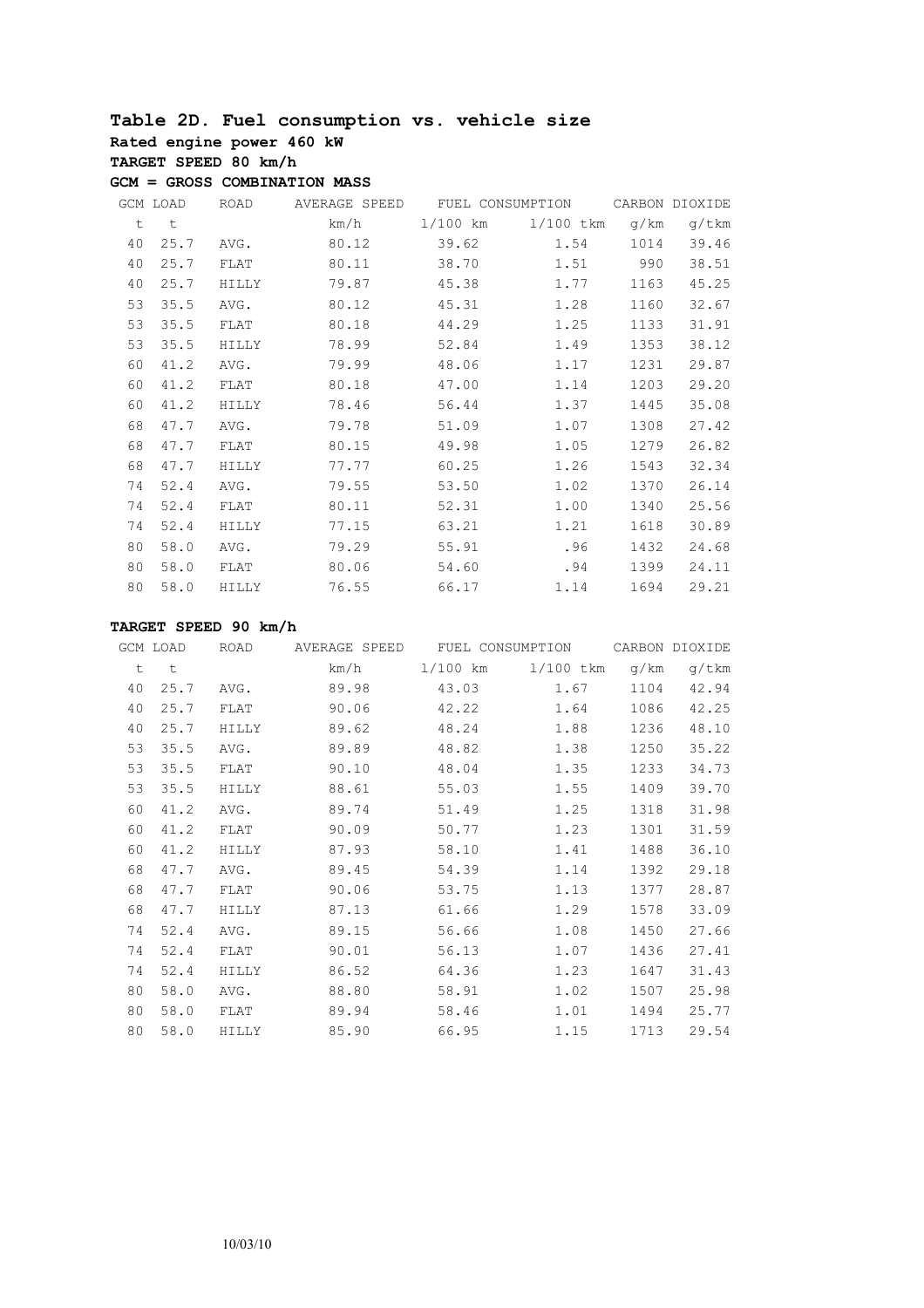## Table 2D. Fuel consumption vs. vehicle size

**Rated engine power 460 kW**

**TARGET SPEED 80 km/h**

**GCM = GROSS COMBINATION MASS**

| GCM | LOAD | ROAD | AVERAGE SPEED | FUEL CONSUMPTION | | CARBON DIOXIDE | |
|---|---|---|---|---|---|---|---|
| t | t | | km/h | l/100 km | l/100 tkm | g/km | g/tkm |
| 40 | 25.7 | AVG. | 80.12 | 39.62 | 1.54 | 1014 | 39.46 |
| 40 | 25.7 | FLAT | 80.11 | 38.70 | 1.51 | 990 | 38.51 |
| 40 | 25.7 | HILLY | 79.87 | 45.38 | 1.77 | 1163 | 45.25 |
| 53 | 35.5 | AVG. | 80.12 | 45.31 | 1.28 | 1160 | 32.67 |
| 53 | 35.5 | FLAT | 80.18 | 44.29 | 1.25 | 1133 | 31.91 |
| 53 | 35.5 | HILLY | 78.99 | 52.84 | 1.49 | 1353 | 38.12 |
| 60 | 41.2 | AVG. | 79.99 | 48.06 | 1.17 | 1231 | 29.87 |
| 60 | 41.2 | FLAT | 80.18 | 47.00 | 1.14 | 1203 | 29.20 |
| 60 | 41.2 | HILLY | 78.46 | 56.44 | 1.37 | 1445 | 35.08 |
| 68 | 47.7 | AVG. | 79.78 | 51.09 | 1.07 | 1308 | 27.42 |
| 68 | 47.7 | FLAT | 80.15 | 49.98 | 1.05 | 1279 | 26.82 |
| 68 | 47.7 | HILLY | 77.77 | 60.25 | 1.26 | 1543 | 32.34 |
| 74 | 52.4 | AVG. | 79.55 | 53.50 | 1.02 | 1370 | 26.14 |
| 74 | 52.4 | FLAT | 80.11 | 52.31 | 1.00 | 1340 | 25.56 |
| 74 | 52.4 | HILLY | 77.15 | 63.21 | 1.21 | 1618 | 30.89 |
| 80 | 58.0 | AVG. | 79.29 | 55.91 | .96 | 1432 | 24.68 |
| 80 | 58.0 | FLAT | 80.06 | 54.60 | .94 | 1399 | 24.11 |
| 80 | 58.0 | HILLY | 76.55 | 66.17 | 1.14 | 1694 | 29.21 |

**TARGET SPEED 90 km/h**

| GCM | LOAD | ROAD | AVERAGE SPEED | FUEL CONSUMPTION | | CARBON DIOXIDE | |
|---|---|---|---|---|---|---|---|
| t | t | | km/h | l/100 km | l/100 tkm | g/km | g/tkm |
| 40 | 25.7 | AVG. | 89.98 | 43.03 | 1.67 | 1104 | 42.94 |
| 40 | 25.7 | FLAT | 90.06 | 42.22 | 1.64 | 1086 | 42.25 |
| 40 | 25.7 | HILLY | 89.62 | 48.24 | 1.88 | 1236 | 48.10 |
| 53 | 35.5 | AVG. | 89.89 | 48.82 | 1.38 | 1250 | 35.22 |
| 53 | 35.5 | FLAT | 90.10 | 48.04 | 1.35 | 1233 | 34.73 |
| 53 | 35.5 | HILLY | 88.61 | 55.03 | 1.55 | 1409 | 39.70 |
| 60 | 41.2 | AVG. | 89.74 | 51.49 | 1.25 | 1318 | 31.98 |
| 60 | 41.2 | FLAT | 90.09 | 50.77 | 1.23 | 1301 | 31.59 |
| 60 | 41.2 | HILLY | 87.93 | 58.10 | 1.41 | 1488 | 36.10 |
| 68 | 47.7 | AVG. | 89.45 | 54.39 | 1.14 | 1392 | 29.18 |
| 68 | 47.7 | FLAT | 90.06 | 53.75 | 1.13 | 1377 | 28.87 |
| 68 | 47.7 | HILLY | 87.13 | 61.66 | 1.29 | 1578 | 33.09 |
| 74 | 52.4 | AVG. | 89.15 | 56.66 | 1.08 | 1450 | 27.66 |
| 74 | 52.4 | FLAT | 90.01 | 56.13 | 1.07 | 1436 | 27.41 |
| 74 | 52.4 | HILLY | 86.52 | 64.36 | 1.23 | 1647 | 31.43 |
| 80 | 58.0 | AVG. | 88.80 | 58.91 | 1.02 | 1507 | 25.98 |
| 80 | 58.0 | FLAT | 89.94 | 58.46 | 1.01 | 1494 | 25.77 |
| 80 | 58.0 | HILLY | 85.90 | 66.95 | 1.15 | 1713 | 29.54 |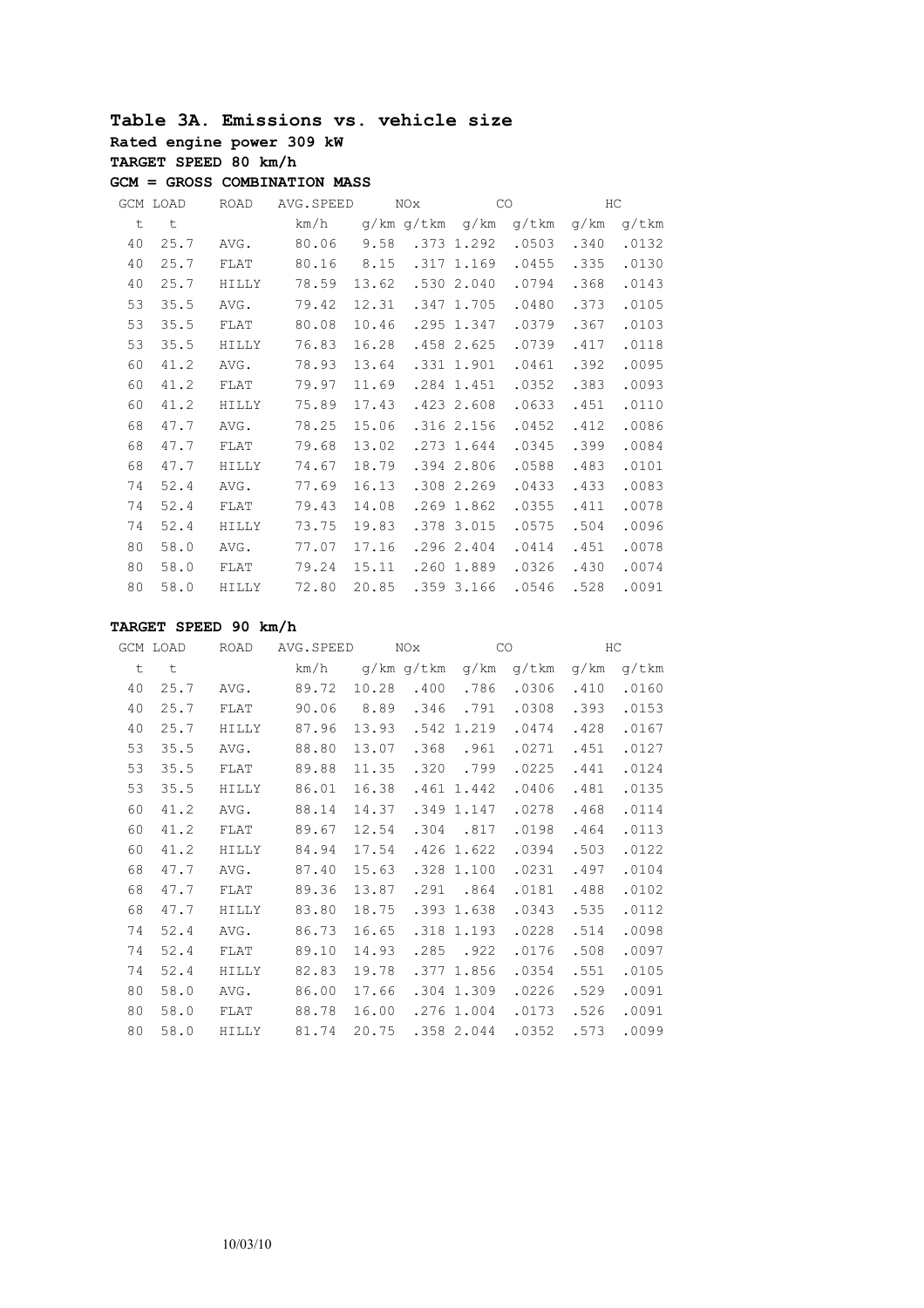## Table 3A. Emissions vs. vehicle size

**Rated engine power 309 kW**

**TARGET SPEED 80 km/h**

**GCM = GROSS COMBINATION MASS**

| GCM | LOAD | ROAD | AVG.SPEED | NOx | | CO | | HC | |
|---|---|---|---|---|---|---|---|---|---|
| t | t | | km/h | g/km | g/tkm | g/km | g/tkm | g/km | g/tkm |
| 40 | 25.7 | AVG. | 80.06 | 9.58 | .373 | 1.292 | .0503 | .340 | .0132 |
| 40 | 25.7 | FLAT | 80.16 | 8.15 | .317 | 1.169 | .0455 | .335 | .0130 |
| 40 | 25.7 | HILLY | 78.59 | 13.62 | .530 | 2.040 | .0794 | .368 | .0143 |
| 53 | 35.5 | AVG. | 79.42 | 12.31 | .347 | 1.705 | .0480 | .373 | .0105 |
| 53 | 35.5 | FLAT | 80.08 | 10.46 | .295 | 1.347 | .0379 | .367 | .0103 |
| 53 | 35.5 | HILLY | 76.83 | 16.28 | .458 | 2.625 | .0739 | .417 | .0118 |
| 60 | 41.2 | AVG. | 78.93 | 13.64 | .331 | 1.901 | .0461 | .392 | .0095 |
| 60 | 41.2 | FLAT | 79.97 | 11.69 | .284 | 1.451 | .0352 | .383 | .0093 |
| 60 | 41.2 | HILLY | 75.89 | 17.43 | .423 | 2.608 | .0633 | .451 | .0110 |
| 68 | 47.7 | AVG. | 78.25 | 15.06 | .316 | 2.156 | .0452 | .412 | .0086 |
| 68 | 47.7 | FLAT | 79.68 | 13.02 | .273 | 1.644 | .0345 | .399 | .0084 |
| 68 | 47.7 | HILLY | 74.67 | 18.79 | .394 | 2.806 | .0588 | .483 | .0101 |
| 74 | 52.4 | AVG. | 77.69 | 16.13 | .308 | 2.269 | .0433 | .433 | .0083 |
| 74 | 52.4 | FLAT | 79.43 | 14.08 | .269 | 1.862 | .0355 | .411 | .0078 |
| 74 | 52.4 | HILLY | 73.75 | 19.83 | .378 | 3.015 | .0575 | .504 | .0096 |
| 80 | 58.0 | AVG. | 77.07 | 17.16 | .296 | 2.404 | .0414 | .451 | .0078 |
| 80 | 58.0 | FLAT | 79.24 | 15.11 | .260 | 1.889 | .0326 | .430 | .0074 |
| 80 | 58.0 | HILLY | 72.80 | 20.85 | .359 | 3.166 | .0546 | .528 | .0091 |

**TARGET SPEED 90 km/h**

| GCM | LOAD | ROAD | AVG.SPEED | NOx | | CO | | HC | |
|---|---|---|---|---|---|---|---|---|---|
| t | t | | km/h | g/km | g/tkm | g/km | g/tkm | g/km | g/tkm |
| 40 | 25.7 | AVG. | 89.72 | 10.28 | .400 | .786 | .0306 | .410 | .0160 |
| 40 | 25.7 | FLAT | 90.06 | 8.89 | .346 | .791 | .0308 | .393 | .0153 |
| 40 | 25.7 | HILLY | 87.96 | 13.93 | .542 | 1.219 | .0474 | .428 | .0167 |
| 53 | 35.5 | AVG. | 88.80 | 13.07 | .368 | .961 | .0271 | .451 | .0127 |
| 53 | 35.5 | FLAT | 89.88 | 11.35 | .320 | .799 | .0225 | .441 | .0124 |
| 53 | 35.5 | HILLY | 86.01 | 16.38 | .461 | 1.442 | .0406 | .481 | .0135 |
| 60 | 41.2 | AVG. | 88.14 | 14.37 | .349 | 1.147 | .0278 | .468 | .0114 |
| 60 | 41.2 | FLAT | 89.67 | 12.54 | .304 | .817 | .0198 | .464 | .0113 |
| 60 | 41.2 | HILLY | 84.94 | 17.54 | .426 | 1.622 | .0394 | .503 | .0122 |
| 68 | 47.7 | AVG. | 87.40 | 15.63 | .328 | 1.100 | .0231 | .497 | .0104 |
| 68 | 47.7 | FLAT | 89.36 | 13.87 | .291 | .864 | .0181 | .488 | .0102 |
| 68 | 47.7 | HILLY | 83.80 | 18.75 | .393 | 1.638 | .0343 | .535 | .0112 |
| 74 | 52.4 | AVG. | 86.73 | 16.65 | .318 | 1.193 | .0228 | .514 | .0098 |
| 74 | 52.4 | FLAT | 89.10 | 14.93 | .285 | .922 | .0176 | .508 | .0097 |
| 74 | 52.4 | HILLY | 82.83 | 19.78 | .377 | 1.856 | .0354 | .551 | .0105 |
| 80 | 58.0 | AVG. | 86.00 | 17.66 | .304 | 1.309 | .0226 | .529 | .0091 |
| 80 | 58.0 | FLAT | 88.78 | 16.00 | .276 | 1.004 | .0173 | .526 | .0091 |
| 80 | 58.0 | HILLY | 81.74 | 20.75 | .358 | 2.044 | .0352 | .573 | .0099 |

10/03/10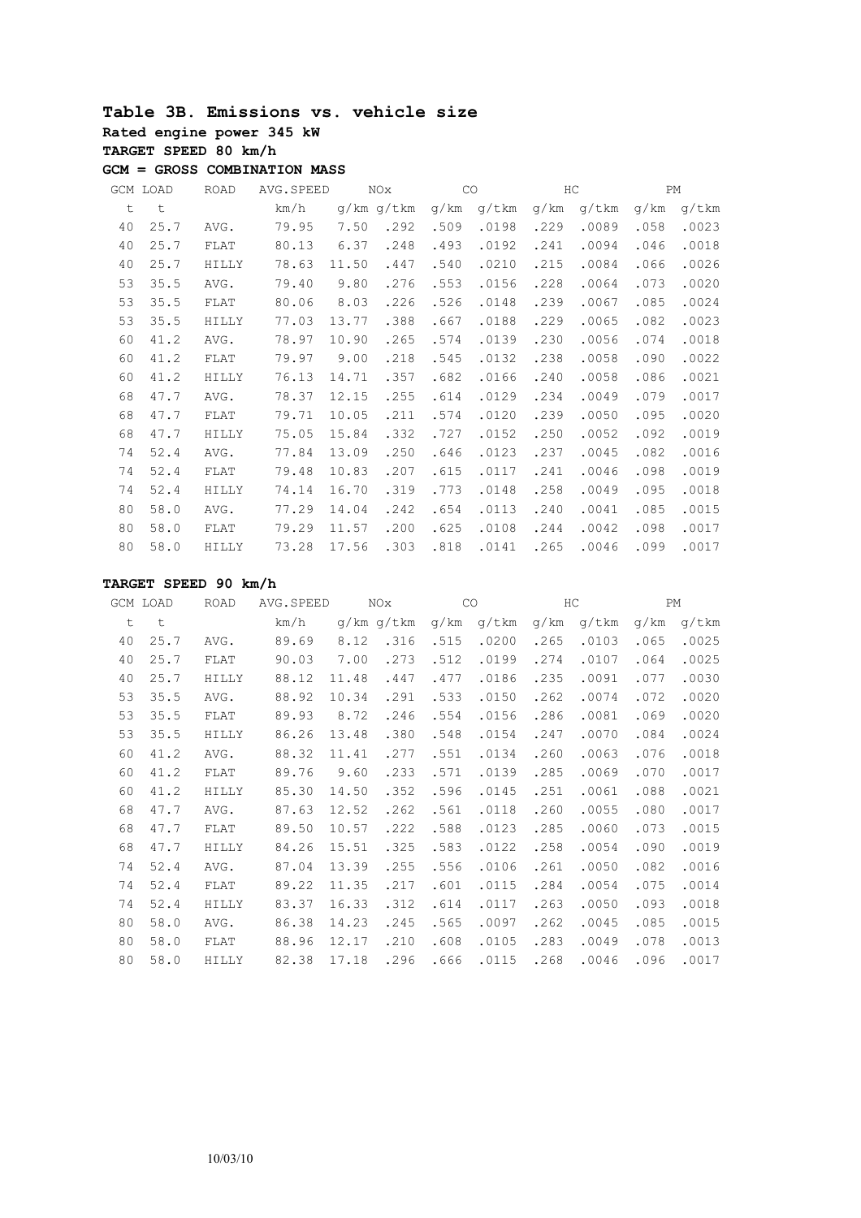## Table 3B. Emissions vs. vehicle size

**Rated engine power 345 kW**

**TARGET SPEED 80 km/h**

**GCM = GROSS COMBINATION MASS**

| GCM | LOAD | ROAD | AVG.SPEED | NOx | | CO | | HC | | PM | |
|---|---|---|---|---|---|---|---|---|---|---|---|
| t | t | | km/h | g/km | g/tkm | g/km | g/tkm | g/km | g/tkm | g/km | g/tkm |
| 40 | 25.7 | AVG. | 79.95 | 7.50 | .292 | .509 | .0198 | .229 | .0089 | .058 | .0023 |
| 40 | 25.7 | FLAT | 80.13 | 6.37 | .248 | .493 | .0192 | .241 | .0094 | .046 | .0018 |
| 40 | 25.7 | HILLY | 78.63 | 11.50 | .447 | .540 | .0210 | .215 | .0084 | .066 | .0026 |
| 53 | 35.5 | AVG. | 79.40 | 9.80 | .276 | .553 | .0156 | .228 | .0064 | .073 | .0020 |
| 53 | 35.5 | FLAT | 80.06 | 8.03 | .226 | .526 | .0148 | .239 | .0067 | .085 | .0024 |
| 53 | 35.5 | HILLY | 77.03 | 13.77 | .388 | .667 | .0188 | .229 | .0065 | .082 | .0023 |
| 60 | 41.2 | AVG. | 78.97 | 10.90 | .265 | .574 | .0139 | .230 | .0056 | .074 | .0018 |
| 60 | 41.2 | FLAT | 79.97 | 9.00 | .218 | .545 | .0132 | .238 | .0058 | .090 | .0022 |
| 60 | 41.2 | HILLY | 76.13 | 14.71 | .357 | .682 | .0166 | .240 | .0058 | .086 | .0021 |
| 68 | 47.7 | AVG. | 78.37 | 12.15 | .255 | .614 | .0129 | .234 | .0049 | .079 | .0017 |
| 68 | 47.7 | FLAT | 79.71 | 10.05 | .211 | .574 | .0120 | .239 | .0050 | .095 | .0020 |
| 68 | 47.7 | HILLY | 75.05 | 15.84 | .332 | .727 | .0152 | .250 | .0052 | .092 | .0019 |
| 74 | 52.4 | AVG. | 77.84 | 13.09 | .250 | .646 | .0123 | .237 | .0045 | .082 | .0016 |
| 74 | 52.4 | FLAT | 79.48 | 10.83 | .207 | .615 | .0117 | .241 | .0046 | .098 | .0019 |
| 74 | 52.4 | HILLY | 74.14 | 16.70 | .319 | .773 | .0148 | .258 | .0049 | .095 | .0018 |
| 80 | 58.0 | AVG. | 77.29 | 14.04 | .242 | .654 | .0113 | .240 | .0041 | .085 | .0015 |
| 80 | 58.0 | FLAT | 79.29 | 11.57 | .200 | .625 | .0108 | .244 | .0042 | .098 | .0017 |
| 80 | 58.0 | HILLY | 73.28 | 17.56 | .303 | .818 | .0141 | .265 | .0046 | .099 | .0017 |

**TARGET SPEED 90 km/h**

| GCM | LOAD | ROAD | AVG.SPEED | NOx | | CO | | HC | | PM | |
|---|---|---|---|---|---|---|---|---|---|---|---|
| t | t | | km/h | g/km | g/tkm | g/km | g/tkm | g/km | g/tkm | g/km | g/tkm |
| 40 | 25.7 | AVG. | 89.69 | 8.12 | .316 | .515 | .0200 | .265 | .0103 | .065 | .0025 |
| 40 | 25.7 | FLAT | 90.03 | 7.00 | .273 | .512 | .0199 | .274 | .0107 | .064 | .0025 |
| 40 | 25.7 | HILLY | 88.12 | 11.48 | .447 | .477 | .0186 | .235 | .0091 | .077 | .0030 |
| 53 | 35.5 | AVG. | 88.92 | 10.34 | .291 | .533 | .0150 | .262 | .0074 | .072 | .0020 |
| 53 | 35.5 | FLAT | 89.93 | 8.72 | .246 | .554 | .0156 | .286 | .0081 | .069 | .0020 |
| 53 | 35.5 | HILLY | 86.26 | 13.48 | .380 | .548 | .0154 | .247 | .0070 | .084 | .0024 |
| 60 | 41.2 | AVG. | 88.32 | 11.41 | .277 | .551 | .0134 | .260 | .0063 | .076 | .0018 |
| 60 | 41.2 | FLAT | 89.76 | 9.60 | .233 | .571 | .0139 | .285 | .0069 | .070 | .0017 |
| 60 | 41.2 | HILLY | 85.30 | 14.50 | .352 | .596 | .0145 | .251 | .0061 | .088 | .0021 |
| 68 | 47.7 | AVG. | 87.63 | 12.52 | .262 | .561 | .0118 | .260 | .0055 | .080 | .0017 |
| 68 | 47.7 | FLAT | 89.50 | 10.57 | .222 | .588 | .0123 | .285 | .0060 | .073 | .0015 |
| 68 | 47.7 | HILLY | 84.26 | 15.51 | .325 | .583 | .0122 | .258 | .0054 | .090 | .0019 |
| 74 | 52.4 | AVG. | 87.04 | 13.39 | .255 | .556 | .0106 | .261 | .0050 | .082 | .0016 |
| 74 | 52.4 | FLAT | 89.22 | 11.35 | .217 | .601 | .0115 | .284 | .0054 | .075 | .0014 |
| 74 | 52.4 | HILLY | 83.37 | 16.33 | .312 | .614 | .0117 | .263 | .0050 | .093 | .0018 |
| 80 | 58.0 | AVG. | 86.38 | 14.23 | .245 | .565 | .0097 | .262 | .0045 | .085 | .0015 |
| 80 | 58.0 | FLAT | 88.96 | 12.17 | .210 | .608 | .0105 | .283 | .0049 | .078 | .0013 |
| 80 | 58.0 | HILLY | 82.38 | 17.18 | .296 | .666 | .0115 | .268 | .0046 | .096 | .0017 |

10/03/10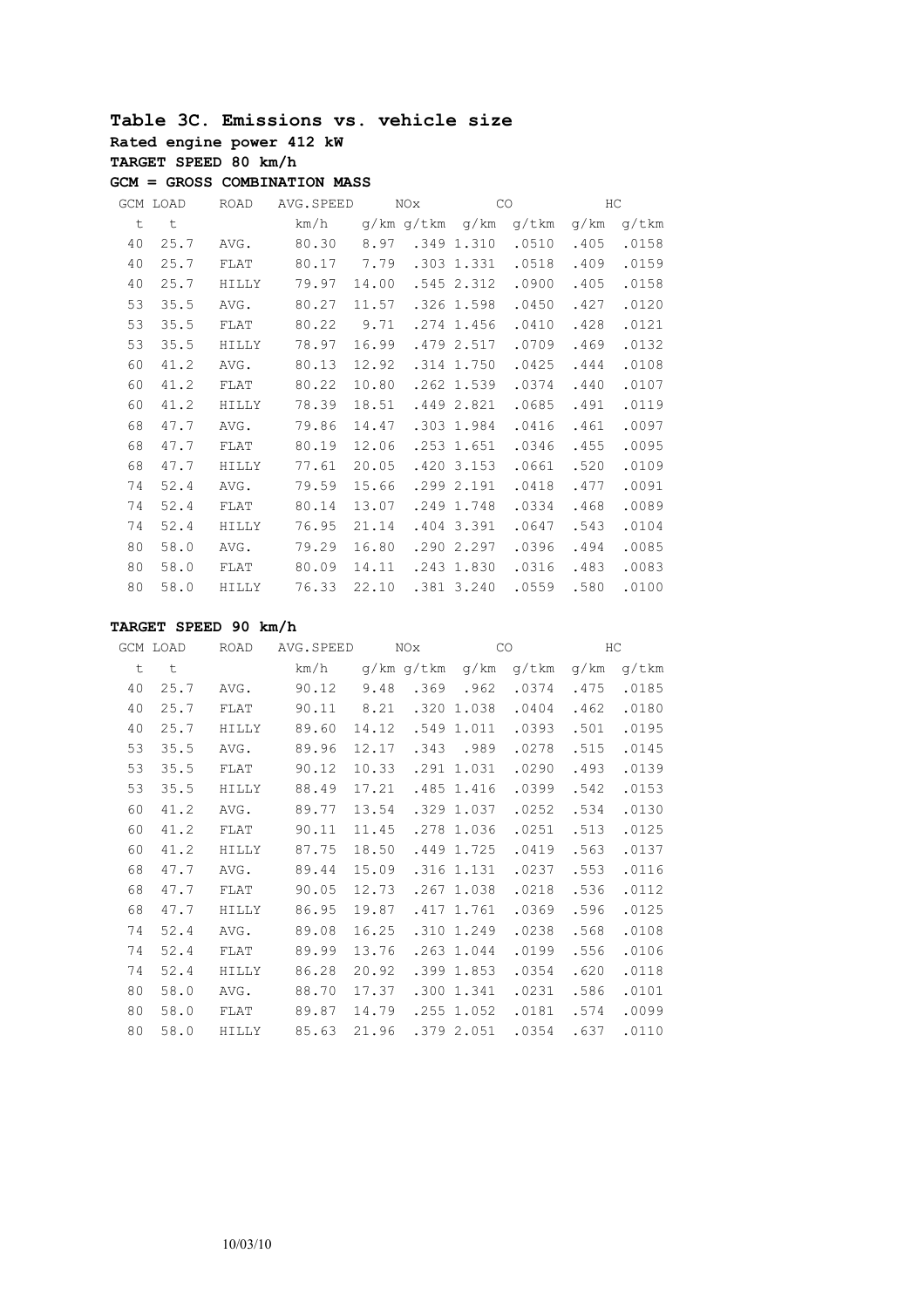## Table 3C. Emissions vs. vehicle size

**Rated engine power 412 kW**

**TARGET SPEED 80 km/h**

**GCM = GROSS COMBINATION MASS**

| GCM | LOAD | ROAD | AVG.SPEED | NOx | | CO | | HC | |
|---|---|---|---|---|---|---|---|---|---|
| t | t | | km/h | g/km | g/tkm | g/km | g/tkm | g/km | g/tkm |
| 40 | 25.7 | AVG. | 80.30 | 8.97 | .349 | 1.310 | .0510 | .405 | .0158 |
| 40 | 25.7 | FLAT | 80.17 | 7.79 | .303 | 1.331 | .0518 | .409 | .0159 |
| 40 | 25.7 | HILLY | 79.97 | 14.00 | .545 | 2.312 | .0900 | .405 | .0158 |
| 53 | 35.5 | AVG. | 80.27 | 11.57 | .326 | 1.598 | .0450 | .427 | .0120 |
| 53 | 35.5 | FLAT | 80.22 | 9.71 | .274 | 1.456 | .0410 | .428 | .0121 |
| 53 | 35.5 | HILLY | 78.97 | 16.99 | .479 | 2.517 | .0709 | .469 | .0132 |
| 60 | 41.2 | AVG. | 80.13 | 12.92 | .314 | 1.750 | .0425 | .444 | .0108 |
| 60 | 41.2 | FLAT | 80.22 | 10.80 | .262 | 1.539 | .0374 | .440 | .0107 |
| 60 | 41.2 | HILLY | 78.39 | 18.51 | .449 | 2.821 | .0685 | .491 | .0119 |
| 68 | 47.7 | AVG. | 79.86 | 14.47 | .303 | 1.984 | .0416 | .461 | .0097 |
| 68 | 47.7 | FLAT | 80.19 | 12.06 | .253 | 1.651 | .0346 | .455 | .0095 |
| 68 | 47.7 | HILLY | 77.61 | 20.05 | .420 | 3.153 | .0661 | .520 | .0109 |
| 74 | 52.4 | AVG. | 79.59 | 15.66 | .299 | 2.191 | .0418 | .477 | .0091 |
| 74 | 52.4 | FLAT | 80.14 | 13.07 | .249 | 1.748 | .0334 | .468 | .0089 |
| 74 | 52.4 | HILLY | 76.95 | 21.14 | .404 | 3.391 | .0647 | .543 | .0104 |
| 80 | 58.0 | AVG. | 79.29 | 16.80 | .290 | 2.297 | .0396 | .494 | .0085 |
| 80 | 58.0 | FLAT | 80.09 | 14.11 | .243 | 1.830 | .0316 | .483 | .0083 |
| 80 | 58.0 | HILLY | 76.33 | 22.10 | .381 | 3.240 | .0559 | .580 | .0100 |

**TARGET SPEED 90 km/h**

| GCM | LOAD | ROAD | AVG.SPEED | NOx | | CO | | HC | |
|---|---|---|---|---|---|---|---|---|---|
| t | t | | km/h | g/km | g/tkm | g/km | g/tkm | g/km | g/tkm |
| 40 | 25.7 | AVG. | 90.12 | 9.48 | .369 | .962 | .0374 | .475 | .0185 |
| 40 | 25.7 | FLAT | 90.11 | 8.21 | .320 | 1.038 | .0404 | .462 | .0180 |
| 40 | 25.7 | HILLY | 89.60 | 14.12 | .549 | 1.011 | .0393 | .501 | .0195 |
| 53 | 35.5 | AVG. | 89.96 | 12.17 | .343 | .989 | .0278 | .515 | .0145 |
| 53 | 35.5 | FLAT | 90.12 | 10.33 | .291 | 1.031 | .0290 | .493 | .0139 |
| 53 | 35.5 | HILLY | 88.49 | 17.21 | .485 | 1.416 | .0399 | .542 | .0153 |
| 60 | 41.2 | AVG. | 89.77 | 13.54 | .329 | 1.037 | .0252 | .534 | .0130 |
| 60 | 41.2 | FLAT | 90.11 | 11.45 | .278 | 1.036 | .0251 | .513 | .0125 |
| 60 | 41.2 | HILLY | 87.75 | 18.50 | .449 | 1.725 | .0419 | .563 | .0137 |
| 68 | 47.7 | AVG. | 89.44 | 15.09 | .316 | 1.131 | .0237 | .553 | .0116 |
| 68 | 47.7 | FLAT | 90.05 | 12.73 | .267 | 1.038 | .0218 | .536 | .0112 |
| 68 | 47.7 | HILLY | 86.95 | 19.87 | .417 | 1.761 | .0369 | .596 | .0125 |
| 74 | 52.4 | AVG. | 89.08 | 16.25 | .310 | 1.249 | .0238 | .568 | .0108 |
| 74 | 52.4 | FLAT | 89.99 | 13.76 | .263 | 1.044 | .0199 | .556 | .0106 |
| 74 | 52.4 | HILLY | 86.28 | 20.92 | .399 | 1.853 | .0354 | .620 | .0118 |
| 80 | 58.0 | AVG. | 88.70 | 17.37 | .300 | 1.341 | .0231 | .586 | .0101 |
| 80 | 58.0 | FLAT | 89.87 | 14.79 | .255 | 1.052 | .0181 | .574 | .0099 |
| 80 | 58.0 | HILLY | 85.63 | 21.96 | .379 | 2.051 | .0354 | .637 | .0110 |

10/03/10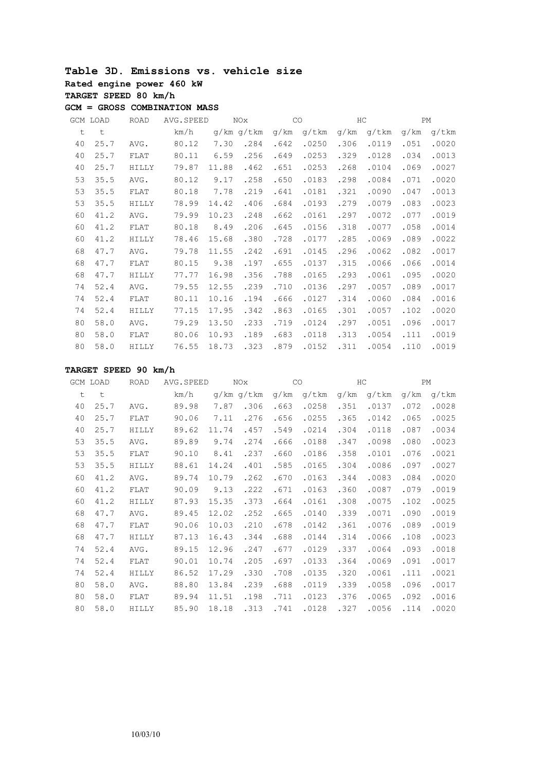## Table 3D. Emissions vs. vehicle size

**Rated engine power 460 kW**

**TARGET SPEED 80 km/h**

**GCM = GROSS COMBINATION MASS**

| GCM | LOAD | ROAD | AVG.SPEED | NOx | | CO | | HC | | PM | |
|---|---|---|---|---|---|---|---|---|---|---|---|
| t | t | | km/h | g/km | g/tkm | g/km | g/tkm | g/km | g/tkm | g/km | g/tkm |
| 40 | 25.7 | AVG. | 80.12 | 7.30 | .284 | .642 | .0250 | .306 | .0119 | .051 | .0020 |
| 40 | 25.7 | FLAT | 80.11 | 6.59 | .256 | .649 | .0253 | .329 | .0128 | .034 | .0013 |
| 40 | 25.7 | HILLY | 79.87 | 11.88 | .462 | .651 | .0253 | .268 | .0104 | .069 | .0027 |
| 53 | 35.5 | AVG. | 80.12 | 9.17 | .258 | .650 | .0183 | .298 | .0084 | .071 | .0020 |
| 53 | 35.5 | FLAT | 80.18 | 7.78 | .219 | .641 | .0181 | .321 | .0090 | .047 | .0013 |
| 53 | 35.5 | HILLY | 78.99 | 14.42 | .406 | .684 | .0193 | .279 | .0079 | .083 | .0023 |
| 60 | 41.2 | AVG. | 79.99 | 10.23 | .248 | .662 | .0161 | .297 | .0072 | .077 | .0019 |
| 60 | 41.2 | FLAT | 80.18 | 8.49 | .206 | .645 | .0156 | .318 | .0077 | .058 | .0014 |
| 60 | 41.2 | HILLY | 78.46 | 15.68 | .380 | .728 | .0177 | .285 | .0069 | .089 | .0022 |
| 68 | 47.7 | AVG. | 79.78 | 11.55 | .242 | .691 | .0145 | .296 | .0062 | .082 | .0017 |
| 68 | 47.7 | FLAT | 80.15 | 9.38 | .197 | .655 | .0137 | .315 | .0066 | .066 | .0014 |
| 68 | 47.7 | HILLY | 77.77 | 16.98 | .356 | .788 | .0165 | .293 | .0061 | .095 | .0020 |
| 74 | 52.4 | AVG. | 79.55 | 12.55 | .239 | .710 | .0136 | .297 | .0057 | .089 | .0017 |
| 74 | 52.4 | FLAT | 80.11 | 10.16 | .194 | .666 | .0127 | .314 | .0060 | .084 | .0016 |
| 74 | 52.4 | HILLY | 77.15 | 17.95 | .342 | .863 | .0165 | .301 | .0057 | .102 | .0020 |
| 80 | 58.0 | AVG. | 79.29 | 13.50 | .233 | .719 | .0124 | .297 | .0051 | .096 | .0017 |
| 80 | 58.0 | FLAT | 80.06 | 10.93 | .189 | .683 | .0118 | .313 | .0054 | .111 | .0019 |
| 80 | 58.0 | HILLY | 76.55 | 18.73 | .323 | .879 | .0152 | .311 | .0054 | .110 | .0019 |

**TARGET SPEED 90 km/h**

| GCM | LOAD | ROAD | AVG.SPEED | NOx | | CO | | HC | | PM | |
|---|---|---|---|---|---|---|---|---|---|---|---|
| t | t | | km/h | g/km | g/tkm | g/km | g/tkm | g/km | g/tkm | g/km | g/tkm |
| 40 | 25.7 | AVG. | 89.98 | 7.87 | .306 | .663 | .0258 | .351 | .0137 | .072 | .0028 |
| 40 | 25.7 | FLAT | 90.06 | 7.11 | .276 | .656 | .0255 | .365 | .0142 | .065 | .0025 |
| 40 | 25.7 | HILLY | 89.62 | 11.74 | .457 | .549 | .0214 | .304 | .0118 | .087 | .0034 |
| 53 | 35.5 | AVG. | 89.89 | 9.74 | .274 | .666 | .0188 | .347 | .0098 | .080 | .0023 |
| 53 | 35.5 | FLAT | 90.10 | 8.41 | .237 | .660 | .0186 | .358 | .0101 | .076 | .0021 |
| 53 | 35.5 | HILLY | 88.61 | 14.24 | .401 | .585 | .0165 | .304 | .0086 | .097 | .0027 |
| 60 | 41.2 | AVG. | 89.74 | 10.79 | .262 | .670 | .0163 | .344 | .0083 | .084 | .0020 |
| 60 | 41.2 | FLAT | 90.09 | 9.13 | .222 | .671 | .0163 | .360 | .0087 | .079 | .0019 |
| 60 | 41.2 | HILLY | 87.93 | 15.35 | .373 | .664 | .0161 | .308 | .0075 | .102 | .0025 |
| 68 | 47.7 | AVG. | 89.45 | 12.02 | .252 | .665 | .0140 | .339 | .0071 | .090 | .0019 |
| 68 | 47.7 | FLAT | 90.06 | 10.03 | .210 | .678 | .0142 | .361 | .0076 | .089 | .0019 |
| 68 | 47.7 | HILLY | 87.13 | 16.43 | .344 | .688 | .0144 | .314 | .0066 | .108 | .0023 |
| 74 | 52.4 | AVG. | 89.15 | 12.96 | .247 | .677 | .0129 | .337 | .0064 | .093 | .0018 |
| 74 | 52.4 | FLAT | 90.01 | 10.74 | .205 | .697 | .0133 | .364 | .0069 | .091 | .0017 |
| 74 | 52.4 | HILLY | 86.52 | 17.29 | .330 | .708 | .0135 | .320 | .0061 | .111 | .0021 |
| 80 | 58.0 | AVG. | 88.80 | 13.84 | .239 | .688 | .0119 | .339 | .0058 | .096 | .0017 |
| 80 | 58.0 | FLAT | 89.94 | 11.51 | .198 | .711 | .0123 | .376 | .0065 | .092 | .0016 |
| 80 | 58.0 | HILLY | 85.90 | 18.18 | .313 | .741 | .0128 | .327 | .0056 | .114 | .0020 |

10/03/10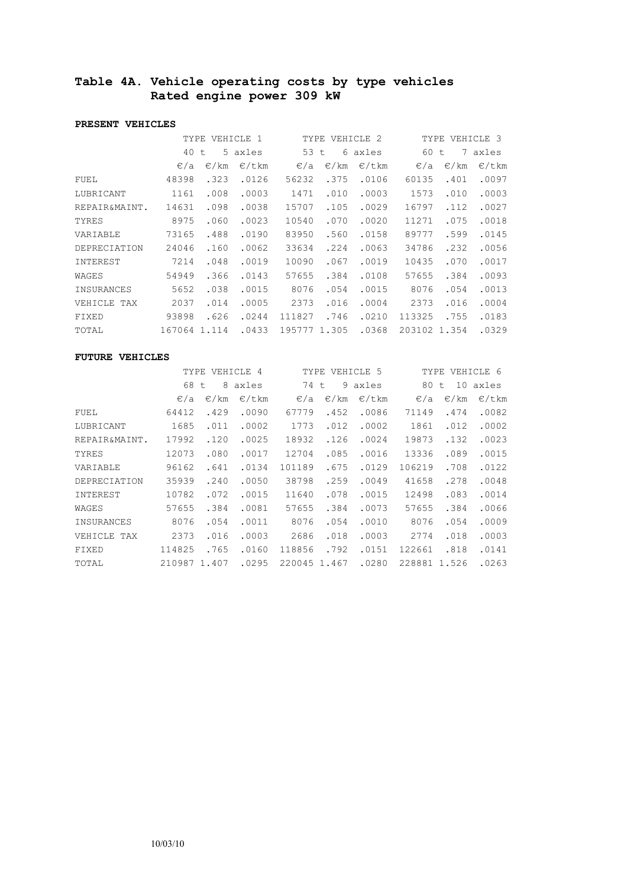## Table 4A. Vehicle operating costs by type vehicles Rated engine power 309 kW

**PRESENT VEHICLES**

| | TYPE VEHICLE 1 | | | TYPE VEHICLE 2 | | | TYPE VEHICLE 3 | | |
|---|---|---|---|---|---|---|---|---|---|
| | 40 t 5 axles | | | 53 t 6 axles | | | 60 t 7 axles | | |
| | €/a | €/km | €/tkm | €/a | €/km | €/tkm | €/a | €/km | €/tkm |
| FUEL | 48398 | .323 | .0126 | 56232 | .375 | .0106 | 60135 | .401 | .0097 |
| LUBRICANT | 1161 | .008 | .0003 | 1471 | .010 | .0003 | 1573 | .010 | .0003 |
| REPAIR&MAINT. | 14631 | .098 | .0038 | 15707 | .105 | .0029 | 16797 | .112 | .0027 |
| TYRES | 8975 | .060 | .0023 | 10540 | .070 | .0020 | 11271 | .075 | .0018 |
| VARIABLE | 73165 | .488 | .0190 | 83950 | .560 | .0158 | 89777 | .599 | .0145 |
| DEPRECIATION | 24046 | .160 | .0062 | 33634 | .224 | .0063 | 34786 | .232 | .0056 |
| INTEREST | 7214 | .048 | .0019 | 10090 | .067 | .0019 | 10435 | .070 | .0017 |
| WAGES | 54949 | .366 | .0143 | 57655 | .384 | .0108 | 57655 | .384 | .0093 |
| INSURANCES | 5652 | .038 | .0015 | 8076 | .054 | .0015 | 8076 | .054 | .0013 |
| VEHICLE TAX | 2037 | .014 | .0005 | 2373 | .016 | .0004 | 2373 | .016 | .0004 |
| FIXED | 93898 | .626 | .0244 | 111827 | .746 | .0210 | 113325 | .755 | .0183 |
| TOTAL | 167064 | 1.114 | .0433 | 195777 | 1.305 | .0368 | 203102 | 1.354 | .0329 |

**FUTURE VEHICLES**

| | TYPE VEHICLE 4 | | | TYPE VEHICLE 5 | | | TYPE VEHICLE 6 | | |
|---|---|---|---|---|---|---|---|---|---|
| | 68 t 8 axles | | | 74 t 9 axles | | | 80 t 10 axles | | |
| | €/a | €/km | €/tkm | €/a | €/km | €/tkm | €/a | €/km | €/tkm |
| FUEL | 64412 | .429 | .0090 | 67779 | .452 | .0086 | 71149 | .474 | .0082 |
| LUBRICANT | 1685 | .011 | .0002 | 1773 | .012 | .0002 | 1861 | .012 | .0002 |
| REPAIR&MAINT. | 17992 | .120 | .0025 | 18932 | .126 | .0024 | 19873 | .132 | .0023 |
| TYRES | 12073 | .080 | .0017 | 12704 | .085 | .0016 | 13336 | .089 | .0015 |
| VARIABLE | 96162 | .641 | .0134 | 101189 | .675 | .0129 | 106219 | .708 | .0122 |
| DEPRECIATION | 35939 | .240 | .0050 | 38798 | .259 | .0049 | 41658 | .278 | .0048 |
| INTEREST | 10782 | .072 | .0015 | 11640 | .078 | .0015 | 12498 | .083 | .0014 |
| WAGES | 57655 | .384 | .0081 | 57655 | .384 | .0073 | 57655 | .384 | .0066 |
| INSURANCES | 8076 | .054 | .0011 | 8076 | .054 | .0010 | 8076 | .054 | .0009 |
| VEHICLE TAX | 2373 | .016 | .0003 | 2686 | .018 | .0003 | 2774 | .018 | .0003 |
| FIXED | 114825 | .765 | .0160 | 118856 | .792 | .0151 | 122661 | .818 | .0141 |
| TOTAL | 210987 | 1.407 | .0295 | 220045 | 1.467 | .0280 | 228881 | 1.526 | .0263 |

10/03/10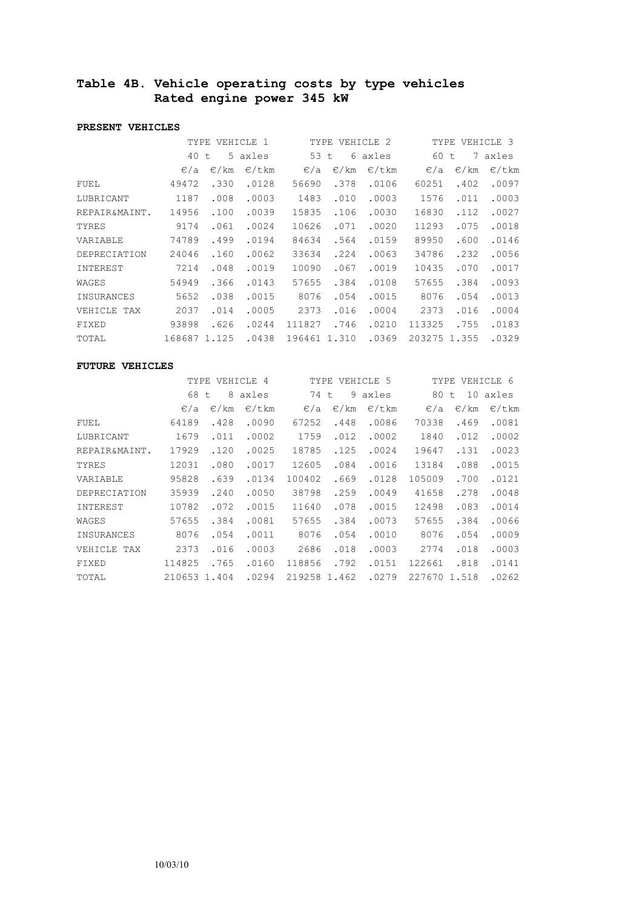## Table 4B. Vehicle operating costs by type vehicles
## Rated engine power 345 kW

**PRESENT VEHICLES**

| | TYPE VEHICLE 1 | | | TYPE VEHICLE 2 | | | TYPE VEHICLE 3 | | |
|---|---|---|---|---|---|---|---|---|---|
| | 40 t | 5 axles | | 53 t | 6 axles | | 60 t | 7 axles | |
| | €/a | €/km | €/tkm | €/a | €/km | €/tkm | €/a | €/km | €/tkm |
| FUEL | 49472 | .330 | .0128 | 56690 | .378 | .0106 | 60251 | .402 | .0097 |
| LUBRICANT | 1187 | .008 | .0003 | 1483 | .010 | .0003 | 1576 | .011 | .0003 |
| REPAIR&MAINT. | 14956 | .100 | .0039 | 15835 | .106 | .0030 | 16830 | .112 | .0027 |
| TYRES | 9174 | .061 | .0024 | 10626 | .071 | .0020 | 11293 | .075 | .0018 |
| VARIABLE | 74789 | .499 | .0194 | 84634 | .564 | .0159 | 89950 | .600 | .0146 |
| DEPRECIATION | 24046 | .160 | .0062 | 33634 | .224 | .0063 | 34786 | .232 | .0056 |
| INTEREST | 7214 | .048 | .0019 | 10090 | .067 | .0019 | 10435 | .070 | .0017 |
| WAGES | 54949 | .366 | .0143 | 57655 | .384 | .0108 | 57655 | .384 | .0093 |
| INSURANCES | 5652 | .038 | .0015 | 8076 | .054 | .0015 | 8076 | .054 | .0013 |
| VEHICLE TAX | 2037 | .014 | .0005 | 2373 | .016 | .0004 | 2373 | .016 | .0004 |
| FIXED | 93898 | .626 | .0244 | 111827 | .746 | .0210 | 113325 | .755 | .0183 |
| TOTAL | 168687 | 1.125 | .0438 | 196461 | 1.310 | .0369 | 203275 | 1.355 | .0329 |

**FUTURE VEHICLES**

| | TYPE VEHICLE 4 | | | TYPE VEHICLE 5 | | | TYPE VEHICLE 6 | | |
|---|---|---|---|---|---|---|---|---|---|
| | 68 t | 8 axles | | 74 t | 9 axles | | 80 t | 10 axles | |
| | €/a | €/km | €/tkm | €/a | €/km | €/tkm | €/a | €/km | €/tkm |
| FUEL | 64189 | .428 | .0090 | 67252 | .448 | .0086 | 70338 | .469 | .0081 |
| LUBRICANT | 1679 | .011 | .0002 | 1759 | .012 | .0002 | 1840 | .012 | .0002 |
| REPAIR&MAINT. | 17929 | .120 | .0025 | 18785 | .125 | .0024 | 19647 | .131 | .0023 |
| TYRES | 12031 | .080 | .0017 | 12605 | .084 | .0016 | 13184 | .088 | .0015 |
| VARIABLE | 95828 | .639 | .0134 | 100402 | .669 | .0128 | 105009 | .700 | .0121 |
| DEPRECIATION | 35939 | .240 | .0050 | 38798 | .259 | .0049 | 41658 | .278 | .0048 |
| INTEREST | 10782 | .072 | .0015 | 11640 | .078 | .0015 | 12498 | .083 | .0014 |
| WAGES | 57655 | .384 | .0081 | 57655 | .384 | .0073 | 57655 | .384 | .0066 |
| INSURANCES | 8076 | .054 | .0011 | 8076 | .054 | .0010 | 8076 | .054 | .0009 |
| VEHICLE TAX | 2373 | .016 | .0003 | 2686 | .018 | .0003 | 2774 | .018 | .0003 |
| FIXED | 114825 | .765 | .0160 | 118856 | .792 | .0151 | 122661 | .818 | .0141 |
| TOTAL | 210653 | 1.404 | .0294 | 219258 | 1.462 | .0279 | 227670 | 1.518 | .0262 |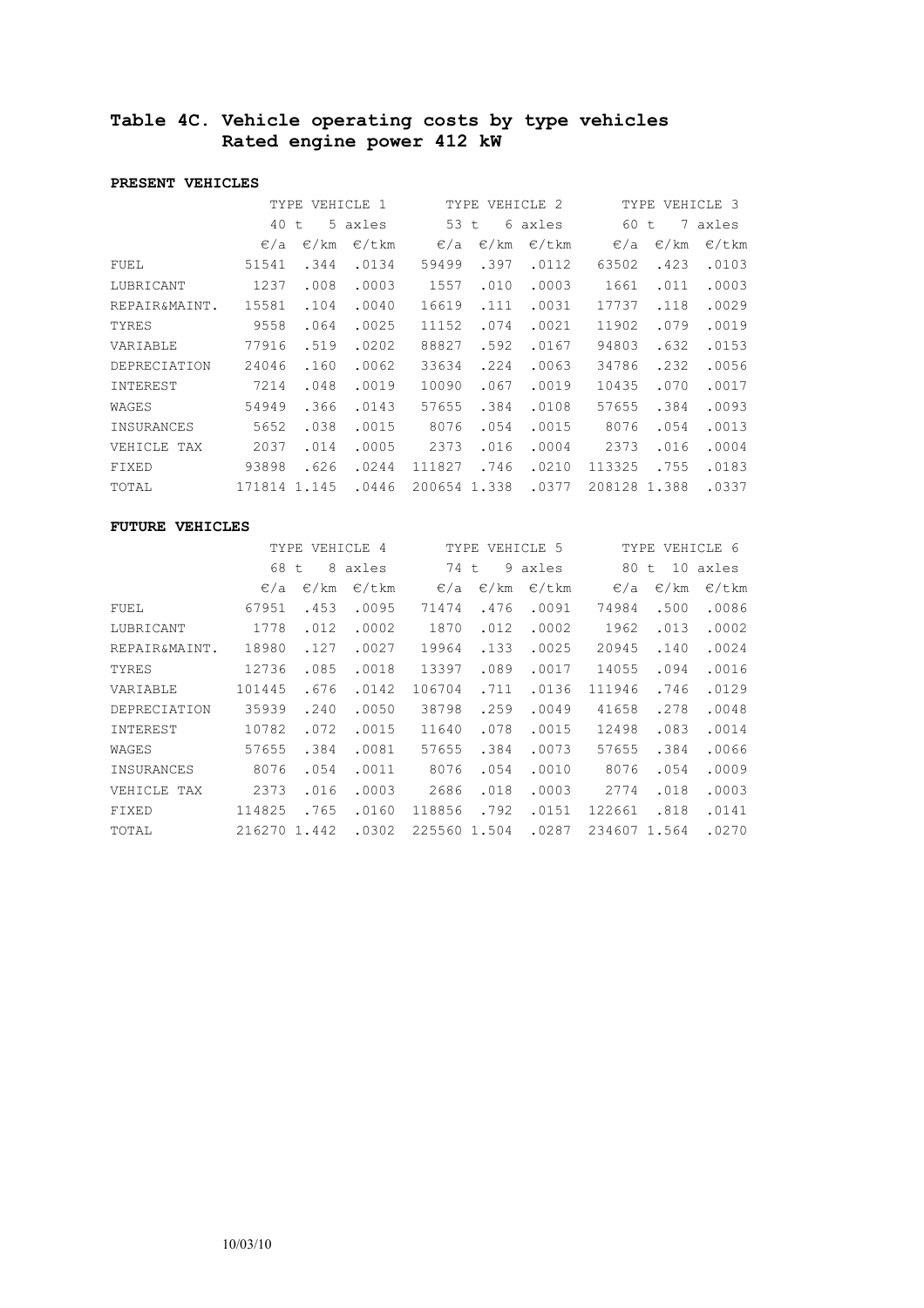## Table 4C. Vehicle operating costs by type vehicles Rated engine power 412 kW

**PRESENT VEHICLES**

| | TYPE VEHICLE 1 40 t 5 axles | | | TYPE VEHICLE 2 53 t 6 axles | | | TYPE VEHICLE 3 60 t 7 axles | | |
|---|---|---|---|---|---|---|---|---|---|
| | €/a | €/km | €/tkm | €/a | €/km | €/tkm | €/a | €/km | €/tkm |
| FUEL | 51541 | .344 | .0134 | 59499 | .397 | .0112 | 63502 | .423 | .0103 |
| LUBRICANT | 1237 | .008 | .0003 | 1557 | .010 | .0003 | 1661 | .011 | .0003 |
| REPAIR&MAINT. | 15581 | .104 | .0040 | 16619 | .111 | .0031 | 17737 | .118 | .0029 |
| TYRES | 9558 | .064 | .0025 | 11152 | .074 | .0021 | 11902 | .079 | .0019 |
| VARIABLE | 77916 | .519 | .0202 | 88827 | .592 | .0167 | 94803 | .632 | .0153 |
| DEPRECIATION | 24046 | .160 | .0062 | 33634 | .224 | .0063 | 34786 | .232 | .0056 |
| INTEREST | 7214 | .048 | .0019 | 10090 | .067 | .0019 | 10435 | .070 | .0017 |
| WAGES | 54949 | .366 | .0143 | 57655 | .384 | .0108 | 57655 | .384 | .0093 |
| INSURANCES | 5652 | .038 | .0015 | 8076 | .054 | .0015 | 8076 | .054 | .0013 |
| VEHICLE TAX | 2037 | .014 | .0005 | 2373 | .016 | .0004 | 2373 | .016 | .0004 |
| FIXED | 93898 | .626 | .0244 | 111827 | .746 | .0210 | 113325 | .755 | .0183 |
| TOTAL | 171814 | 1.145 | .0446 | 200654 | 1.338 | .0377 | 208128 | 1.388 | .0337 |

**FUTURE VEHICLES**

| | TYPE VEHICLE 4 68 t 8 axles | | | TYPE VEHICLE 5 74 t 9 axles | | | TYPE VEHICLE 6 80 t 10 axles | | |
|---|---|---|---|---|---|---|---|---|---|
| | €/a | €/km | €/tkm | €/a | €/km | €/tkm | €/a | €/km | €/tkm |
| FUEL | 67951 | .453 | .0095 | 71474 | .476 | .0091 | 74984 | .500 | .0086 |
| LUBRICANT | 1778 | .012 | .0002 | 1870 | .012 | .0002 | 1962 | .013 | .0002 |
| REPAIR&MAINT. | 18980 | .127 | .0027 | 19964 | .133 | .0025 | 20945 | .140 | .0024 |
| TYRES | 12736 | .085 | .0018 | 13397 | .089 | .0017 | 14055 | .094 | .0016 |
| VARIABLE | 101445 | .676 | .0142 | 106704 | .711 | .0136 | 111946 | .746 | .0129 |
| DEPRECIATION | 35939 | .240 | .0050 | 38798 | .259 | .0049 | 41658 | .278 | .0048 |
| INTEREST | 10782 | .072 | .0015 | 11640 | .078 | .0015 | 12498 | .083 | .0014 |
| WAGES | 57655 | .384 | .0081 | 57655 | .384 | .0073 | 57655 | .384 | .0066 |
| INSURANCES | 8076 | .054 | .0011 | 8076 | .054 | .0010 | 8076 | .054 | .0009 |
| VEHICLE TAX | 2373 | .016 | .0003 | 2686 | .018 | .0003 | 2774 | .018 | .0003 |
| FIXED | 114825 | .765 | .0160 | 118856 | .792 | .0151 | 122661 | .818 | .0141 |
| TOTAL | 216270 | 1.442 | .0302 | 225560 | 1.504 | .0287 | 234607 | 1.564 | .0270 |

10/03/10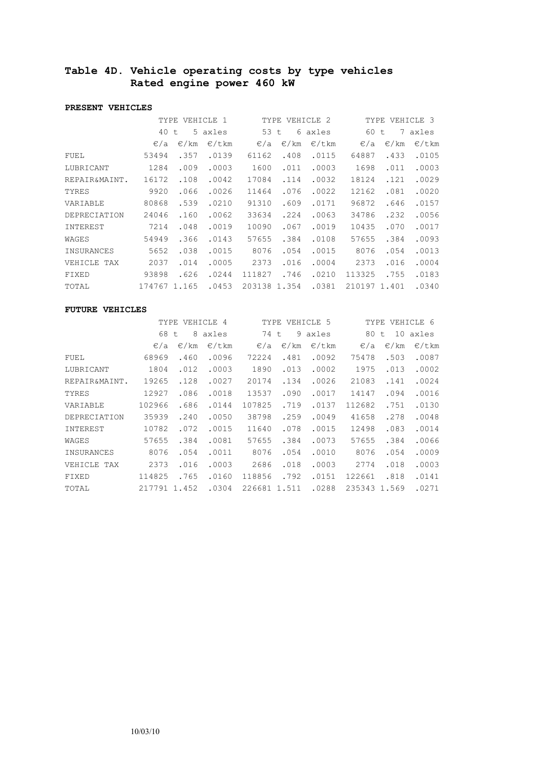## Table 4D. Vehicle operating costs by type vehicles Rated engine power 460 kW

**PRESENT VEHICLES**

| | TYPE VEHICLE 1 | | | TYPE VEHICLE 2 | | | TYPE VEHICLE 3 | | |
|---|---|---|---|---|---|---|---|---|---|
| | 40 t | 5 axles | | 53 t | 6 axles | | 60 t | 7 axles | |
| | €/a | €/km | €/tkm | €/a | €/km | €/tkm | €/a | €/km | €/tkm |
| FUEL | 53494 | .357 | .0139 | 61162 | .408 | .0115 | 64887 | .433 | .0105 |
| LUBRICANT | 1284 | .009 | .0003 | 1600 | .011 | .0003 | 1698 | .011 | .0003 |
| REPAIR&MAINT. | 16172 | .108 | .0042 | 17084 | .114 | .0032 | 18124 | .121 | .0029 |
| TYRES | 9920 | .066 | .0026 | 11464 | .076 | .0022 | 12162 | .081 | .0020 |
| VARIABLE | 80868 | .539 | .0210 | 91310 | .609 | .0171 | 96872 | .646 | .0157 |
| DEPRECIATION | 24046 | .160 | .0062 | 33634 | .224 | .0063 | 34786 | .232 | .0056 |
| INTEREST | 7214 | .048 | .0019 | 10090 | .067 | .0019 | 10435 | .070 | .0017 |
| WAGES | 54949 | .366 | .0143 | 57655 | .384 | .0108 | 57655 | .384 | .0093 |
| INSURANCES | 5652 | .038 | .0015 | 8076 | .054 | .0015 | 8076 | .054 | .0013 |
| VEHICLE TAX | 2037 | .014 | .0005 | 2373 | .016 | .0004 | 2373 | .016 | .0004 |
| FIXED | 93898 | .626 | .0244 | 111827 | .746 | .0210 | 113325 | .755 | .0183 |
| TOTAL | 174767 | 1.165 | .0453 | 203138 | 1.354 | .0381 | 210197 | 1.401 | .0340 |

**FUTURE VEHICLES**

| | TYPE VEHICLE 4 | | | TYPE VEHICLE 5 | | | TYPE VEHICLE 6 | | |
|---|---|---|---|---|---|---|---|---|---|
| | 68 t | 8 axles | | 74 t | 9 axles | | 80 t | 10 axles | |
| | €/a | €/km | €/tkm | €/a | €/km | €/tkm | €/a | €/km | €/tkm |
| FUEL | 68969 | .460 | .0096 | 72224 | .481 | .0092 | 75478 | .503 | .0087 |
| LUBRICANT | 1804 | .012 | .0003 | 1890 | .013 | .0002 | 1975 | .013 | .0002 |
| REPAIR&MAINT. | 19265 | .128 | .0027 | 20174 | .134 | .0026 | 21083 | .141 | .0024 |
| TYRES | 12927 | .086 | .0018 | 13537 | .090 | .0017 | 14147 | .094 | .0016 |
| VARIABLE | 102966 | .686 | .0144 | 107825 | .719 | .0137 | 112682 | .751 | .0130 |
| DEPRECIATION | 35939 | .240 | .0050 | 38798 | .259 | .0049 | 41658 | .278 | .0048 |
| INTEREST | 10782 | .072 | .0015 | 11640 | .078 | .0015 | 12498 | .083 | .0014 |
| WAGES | 57655 | .384 | .0081 | 57655 | .384 | .0073 | 57655 | .384 | .0066 |
| INSURANCES | 8076 | .054 | .0011 | 8076 | .054 | .0010 | 8076 | .054 | .0009 |
| VEHICLE TAX | 2373 | .016 | .0003 | 2686 | .018 | .0003 | 2774 | .018 | .0003 |
| FIXED | 114825 | .765 | .0160 | 118856 | .792 | .0151 | 122661 | .818 | .0141 |
| TOTAL | 217791 | 1.452 | .0304 | 226681 | 1.511 | .0288 | 235343 | 1.569 | .0271 |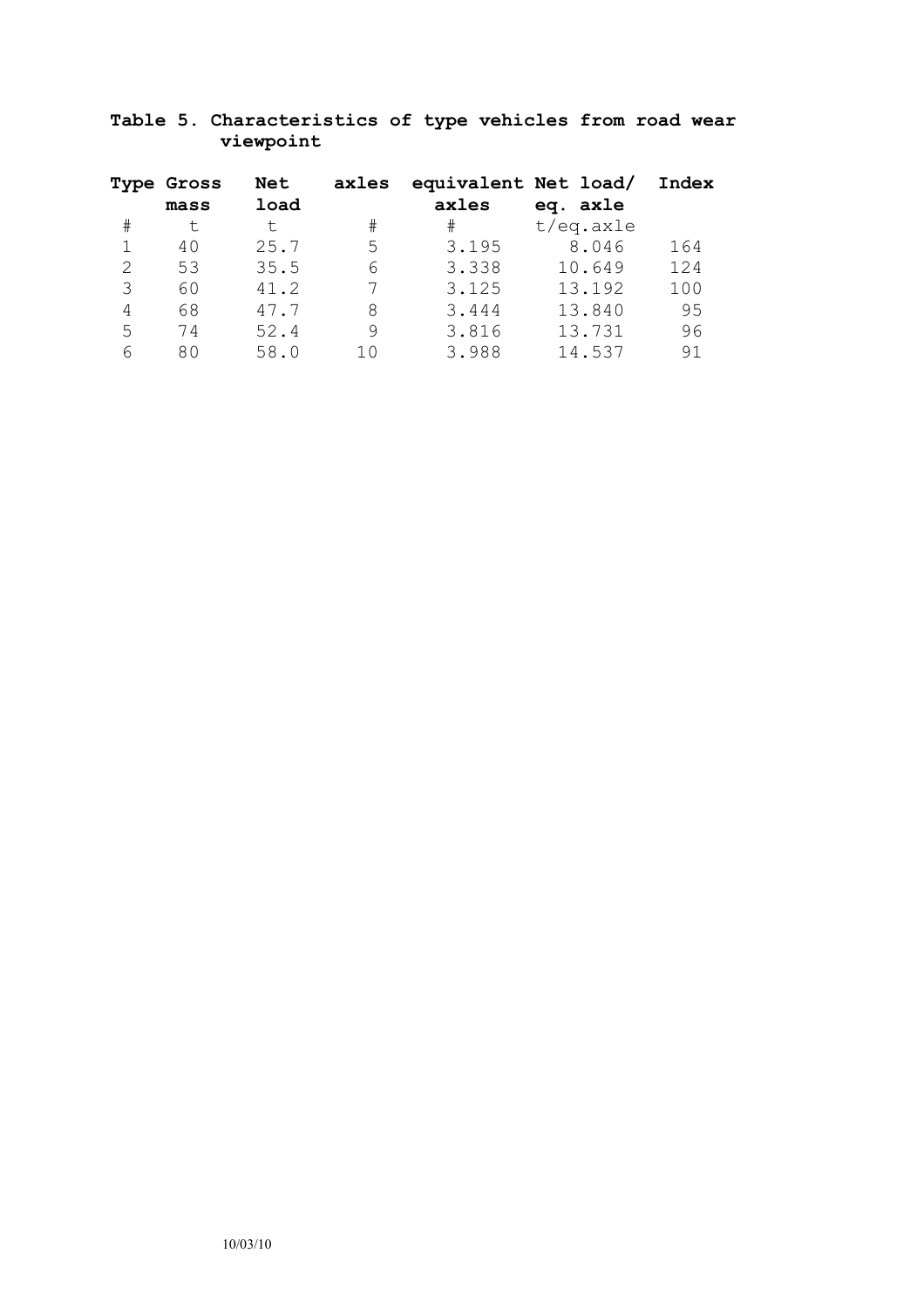**Table 5. Characteristics of type vehicles from road wear viewpoint**

| Type | Gross mass | Net load | axles | equivalent axles | Net load/ eq. axle | Index |
|---|---|---|---|---|---|---|
| # | t | t | # | # | t/eq.axle | |
| 1 | 40 | 25.7 | 5 | 3.195 | 8.046 | 164 |
| 2 | 53 | 35.5 | 6 | 3.338 | 10.649 | 124 |
| 3 | 60 | 41.2 | 7 | 3.125 | 13.192 | 100 |
| 4 | 68 | 47.7 | 8 | 3.444 | 13.840 | 95 |
| 5 | 74 | 52.4 | 9 | 3.816 | 13.731 | 96 |
| 6 | 80 | 58.0 | 10 | 3.988 | 14.537 | 91 |

10/03/10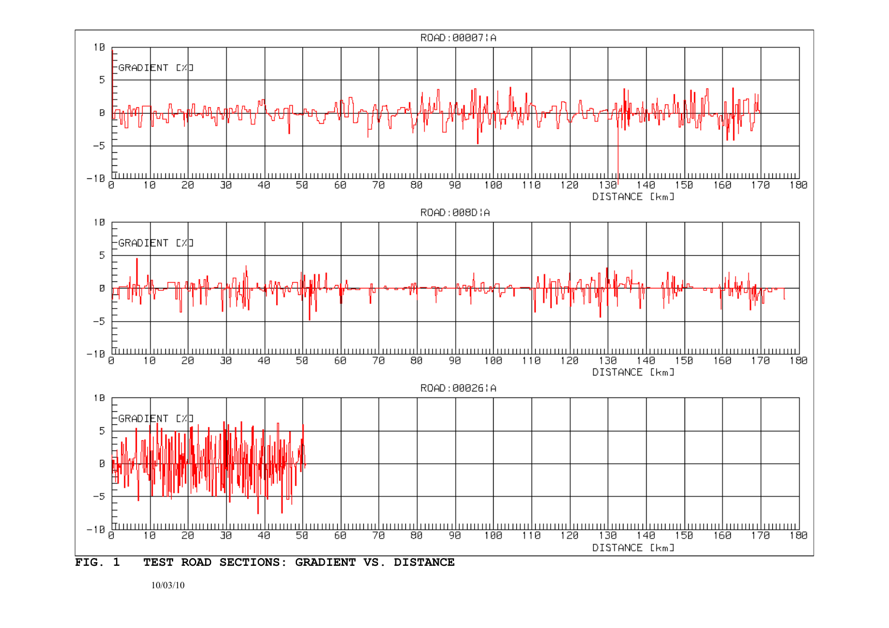FIG. 1 TEST ROAD SECTIONS: GRADIENT VS. DISTANCE

10/03/10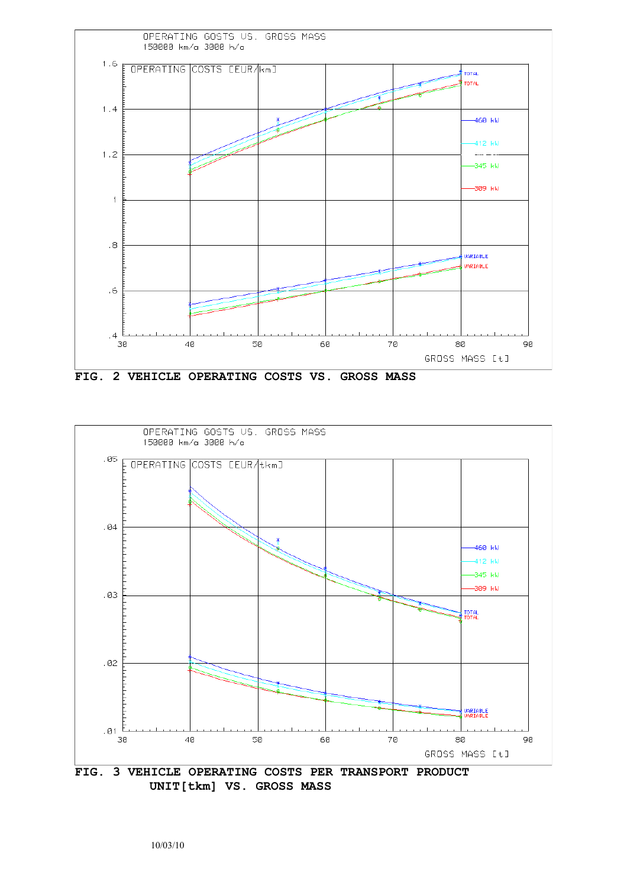FIG. 2 VEHICLE OPERATING COSTS VS. GROSS MASS

FIG. 3 VEHICLE OPERATING COSTS PER TRANSPORT PRODUCT UNIT[tkm] VS. GROSS MASS

10/03/10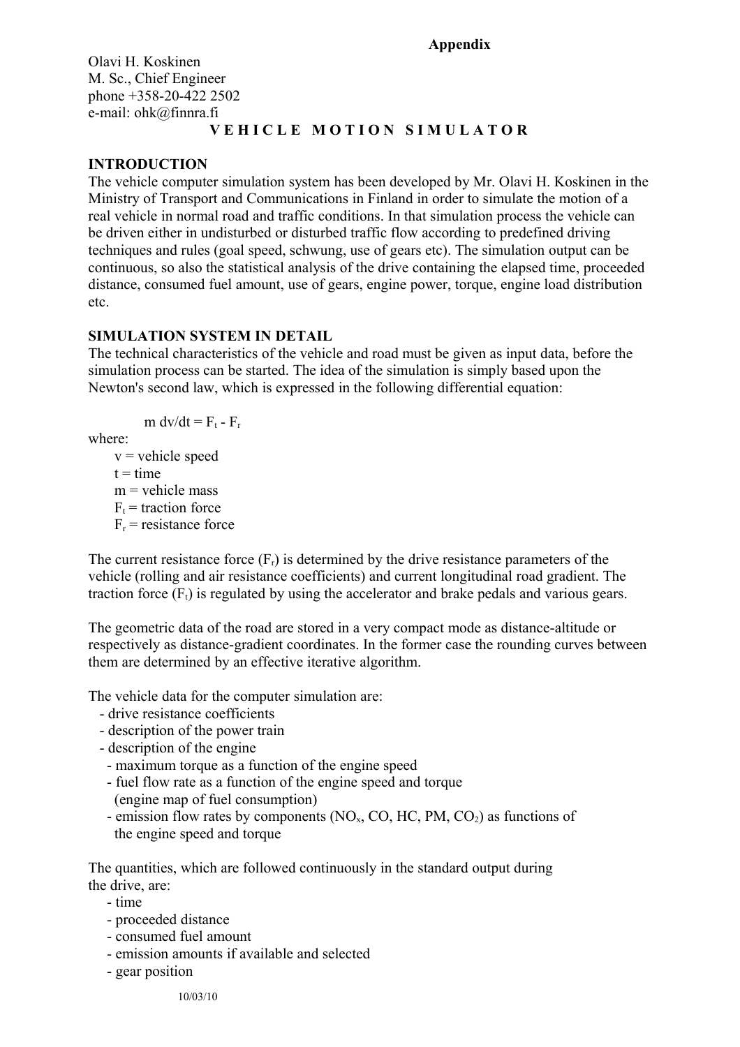**Appendix**

Olavi H. Koskinen
M. Sc., Chief Engineer
phone +358-20-422 2502
e-mail: ohk@finnra.fi

# V E H I C L E   M O T I O N   S I M U L A T O R

## INTRODUCTION

The vehicle computer simulation system has been developed by Mr. Olavi H. Koskinen in the Ministry of Transport and Communications in Finland in order to simulate the motion of a real vehicle in normal road and traffic conditions. In that simulation process the vehicle can be driven either in undisturbed or disturbed traffic flow according to predefined driving techniques and rules (goal speed, schwung, use of gears etc). The simulation output can be continuous, so also the statistical analysis of the drive containing the elapsed time, proceeded distance, consumed fuel amount, use of gears, engine power, torque, engine load distribution etc.

## SIMULATION SYSTEM IN DETAIL

The technical characteristics of the vehicle and road must be given as input data, before the simulation process can be started. The idea of the simulation is simply based upon the Newton's second law, which is expressed in the following differential equation:

$$m\, dv/dt = F_t - F_r$$

where:

- $v$ = vehicle speed
- $t$ = time
- $m$ = vehicle mass
- $F_t$ = traction force
- $F_r$ = resistance force

The current resistance force ($F_r$) is determined by the drive resistance parameters of the vehicle (rolling and air resistance coefficients) and current longitudinal road gradient. The traction force ($F_t$) is regulated by using the accelerator and brake pedals and various gears.

The geometric data of the road are stored in a very compact mode as distance-altitude or respectively as distance-gradient coordinates. In the former case the rounding curves between them are determined by an effective iterative algorithm.

The vehicle data for the computer simulation are:

- drive resistance coefficients
- description of the power train
- description of the engine
  - maximum torque as a function of the engine speed
  - fuel flow rate as a function of the engine speed and torque (engine map of fuel consumption)
  - emission flow rates by components ($NO_x$, CO, HC, PM, $CO_2$) as functions of the engine speed and torque

The quantities, which are followed continuously in the standard output during the drive, are:

- time
- proceeded distance
- consumed fuel amount
- emission amounts if available and selected
- gear position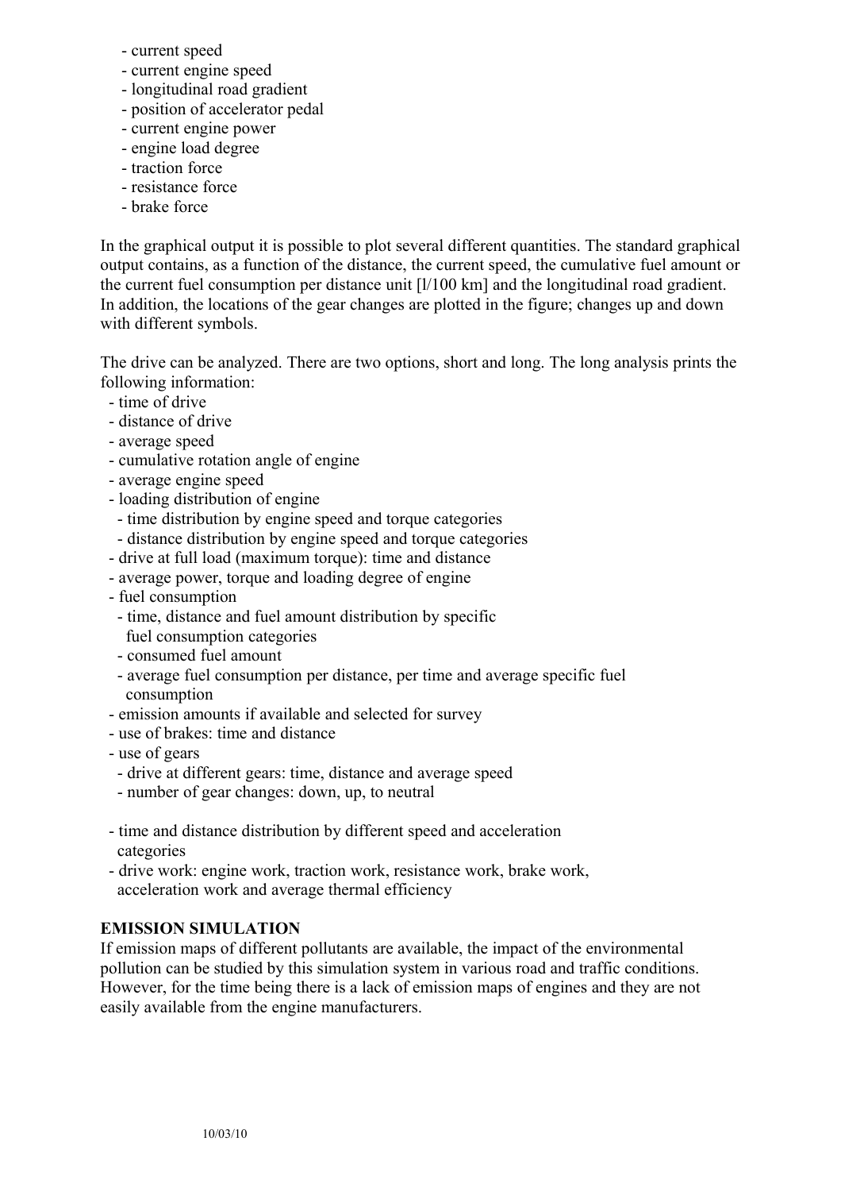- current speed
- current engine speed
- longitudinal road gradient
- position of accelerator pedal
- current engine power
- engine load degree
- traction force
- resistance force
- brake force

In the graphical output it is possible to plot several different quantities. The standard graphical output contains, as a function of the distance, the current speed, the cumulative fuel amount or the current fuel consumption per distance unit [l/100 km] and the longitudinal road gradient. In addition, the locations of the gear changes are plotted in the figure; changes up and down with different symbols.

The drive can be analyzed. There are two options, short and long. The long analysis prints the following information:

- time of drive
- distance of drive
- average speed
- cumulative rotation angle of engine
- average engine speed
- loading distribution of engine
  - time distribution by engine speed and torque categories
  - distance distribution by engine speed and torque categories
- drive at full load (maximum torque): time and distance
- average power, torque and loading degree of engine
- fuel consumption
  - time, distance and fuel amount distribution by specific fuel consumption categories
  - consumed fuel amount
  - average fuel consumption per distance, per time and average specific fuel consumption
- emission amounts if available and selected for survey
- use of brakes: time and distance
- use of gears
  - drive at different gears: time, distance and average speed
  - number of gear changes: down, up, to neutral

- time and distance distribution by different speed and acceleration categories
- drive work: engine work, traction work, resistance work, brake work, acceleration work and average thermal efficiency

**EMISSION SIMULATION**

If emission maps of different pollutants are available, the impact of the environmental pollution can be studied by this simulation system in various road and traffic conditions. However, for the time being there is a lack of emission maps of engines and they are not easily available from the engine manufacturers.

10/03/10